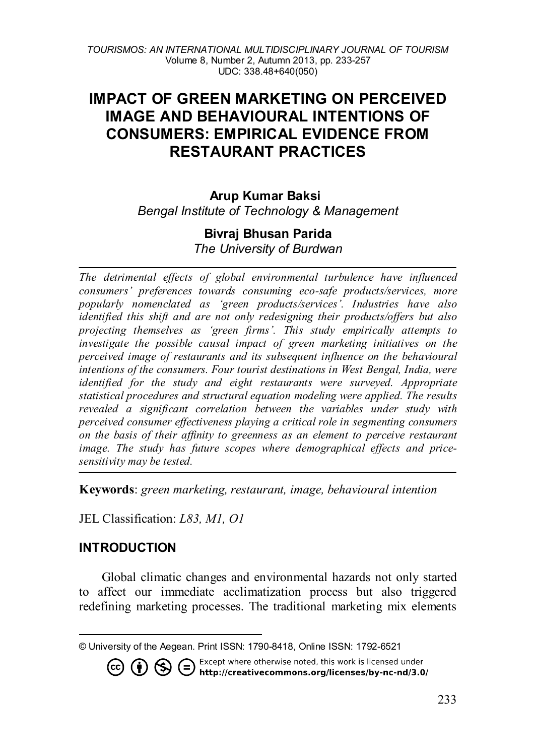# IMPACT OF GREEN MARKETING ON PERCEIVED IMAGE AND BEHAVIOURAL INTENTIONS OF CONSUMERS: EMPIRICAL EVIDENCE FROM RESTAURANT PRACTICES

**Arup Kumar Baksi**
*Bengal Institute of Technology & Management*

**Bivraj Bhusan Parida**
*The University of Burdwan*

*The detrimental effects of global environmental turbulence have influenced consumers' preferences towards consuming eco-safe products/services, more popularly nomenclated as 'green products/services'. Industries have also identified this shift and are not only redesigning their products/offers but also projecting themselves as 'green firms'. This study empirically attempts to investigate the possible causal impact of green marketing initiatives on the perceived image of restaurants and its subsequent influence on the behavioural intentions of the consumers. Four tourist destinations in West Bengal, India, were identified for the study and eight restaurants were surveyed. Appropriate statistical procedures and structural equation modeling were applied. The results revealed a significant correlation between the variables under study with perceived consumer effectiveness playing a critical role in segmenting consumers on the basis of their affinity to greenness as an element to perceive restaurant image. The study has future scopes where demographical effects and price-sensitivity may be tested.*

**Keywords**: *green marketing, restaurant, image, behavioural intention*

JEL Classification: *L83, M1, O1*

## INTRODUCTION

Global climatic changes and environmental hazards not only started to affect our immediate acclimatization process but also triggered redefining marketing processes. The traditional marketing mix elements

© University of the Aegean. Print ISSN: 1790-8418, Online ISSN: 1792-6521

Except where otherwise noted, this work is licensed under http://creativecommons.org/licenses/by-nc-nd/3.0/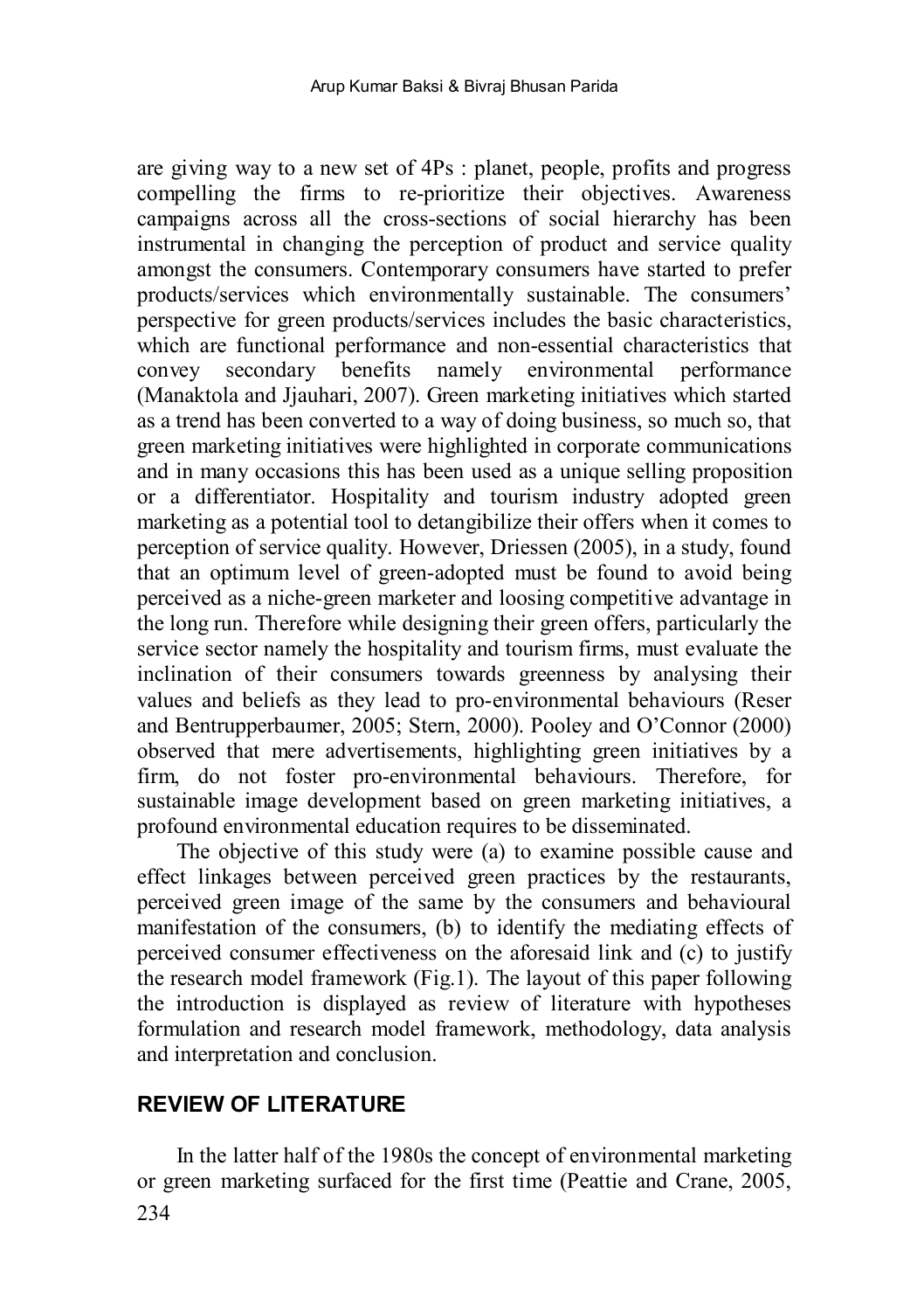are giving way to a new set of 4Ps : planet, people, profits and progress compelling the firms to re-prioritize their objectives. Awareness campaigns across all the cross-sections of social hierarchy has been instrumental in changing the perception of product and service quality amongst the consumers. Contemporary consumers have started to prefer products/services which environmentally sustainable. The consumers' perspective for green products/services includes the basic characteristics, which are functional performance and non-essential characteristics that convey secondary benefits namely environmental performance (Manaktola and Jjauhari, 2007). Green marketing initiatives which started as a trend has been converted to a way of doing business, so much so, that green marketing initiatives were highlighted in corporate communications and in many occasions this has been used as a unique selling proposition or a differentiator. Hospitality and tourism industry adopted green marketing as a potential tool to detangibilize their offers when it comes to perception of service quality. However, Driessen (2005), in a study, found that an optimum level of green-adopted must be found to avoid being perceived as a niche-green marketer and loosing competitive advantage in the long run. Therefore while designing their green offers, particularly the service sector namely the hospitality and tourism firms, must evaluate the inclination of their consumers towards greenness by analysing their values and beliefs as they lead to pro-environmental behaviours (Reser and Bentrupperbaumer, 2005; Stern, 2000). Pooley and O'Connor (2000) observed that mere advertisements, highlighting green initiatives by a firm, do not foster pro-environmental behaviours. Therefore, for sustainable image development based on green marketing initiatives, a profound environmental education requires to be disseminated.

The objective of this study were (a) to examine possible cause and effect linkages between perceived green practices by the restaurants, perceived green image of the same by the consumers and behavioural manifestation of the consumers, (b) to identify the mediating effects of perceived consumer effectiveness on the aforesaid link and (c) to justify the research model framework (Fig.1). The layout of this paper following the introduction is displayed as review of literature with hypotheses formulation and research model framework, methodology, data analysis and interpretation and conclusion.

## REVIEW OF LITERATURE

In the latter half of the 1980s the concept of environmental marketing or green marketing surfaced for the first time (Peattie and Crane, 2005,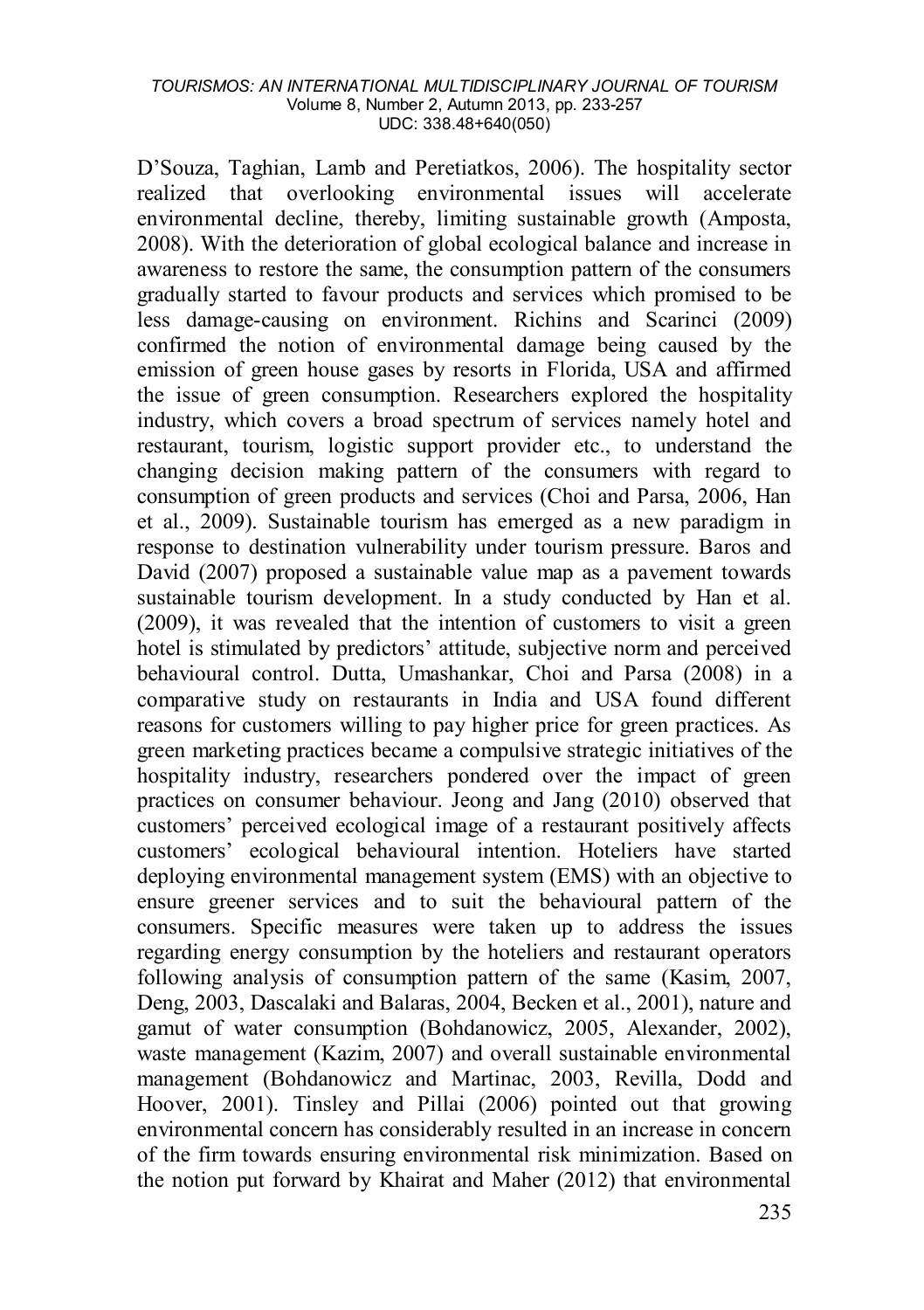D'Souza, Taghian, Lamb and Peretiatkos, 2006). The hospitality sector realized that overlooking environmental issues will accelerate environmental decline, thereby, limiting sustainable growth (Amposta, 2008). With the deterioration of global ecological balance and increase in awareness to restore the same, the consumption pattern of the consumers gradually started to favour products and services which promised to be less damage-causing on environment. Richins and Scarinci (2009) confirmed the notion of environmental damage being caused by the emission of green house gases by resorts in Florida, USA and affirmed the issue of green consumption. Researchers explored the hospitality industry, which covers a broad spectrum of services namely hotel and restaurant, tourism, logistic support provider etc., to understand the changing decision making pattern of the consumers with regard to consumption of green products and services (Choi and Parsa, 2006, Han et al., 2009). Sustainable tourism has emerged as a new paradigm in response to destination vulnerability under tourism pressure. Baros and David (2007) proposed a sustainable value map as a pavement towards sustainable tourism development. In a study conducted by Han et al. (2009), it was revealed that the intention of customers to visit a green hotel is stimulated by predictors' attitude, subjective norm and perceived behavioural control. Dutta, Umashankar, Choi and Parsa (2008) in a comparative study on restaurants in India and USA found different reasons for customers willing to pay higher price for green practices. As green marketing practices became a compulsive strategic initiatives of the hospitality industry, researchers pondered over the impact of green practices on consumer behaviour. Jeong and Jang (2010) observed that customers' perceived ecological image of a restaurant positively affects customers' ecological behavioural intention. Hoteliers have started deploying environmental management system (EMS) with an objective to ensure greener services and to suit the behavioural pattern of the consumers. Specific measures were taken up to address the issues regarding energy consumption by the hoteliers and restaurant operators following analysis of consumption pattern of the same (Kasim, 2007, Deng, 2003, Dascalaki and Balaras, 2004, Becken et al., 2001), nature and gamut of water consumption (Bohdanowicz, 2005, Alexander, 2002), waste management (Kazim, 2007) and overall sustainable environmental management (Bohdanowicz and Martinac, 2003, Revilla, Dodd and Hoover, 2001). Tinsley and Pillai (2006) pointed out that growing environmental concern has considerably resulted in an increase in concern of the firm towards ensuring environmental risk minimization. Based on the notion put forward by Khairat and Maher (2012) that environmental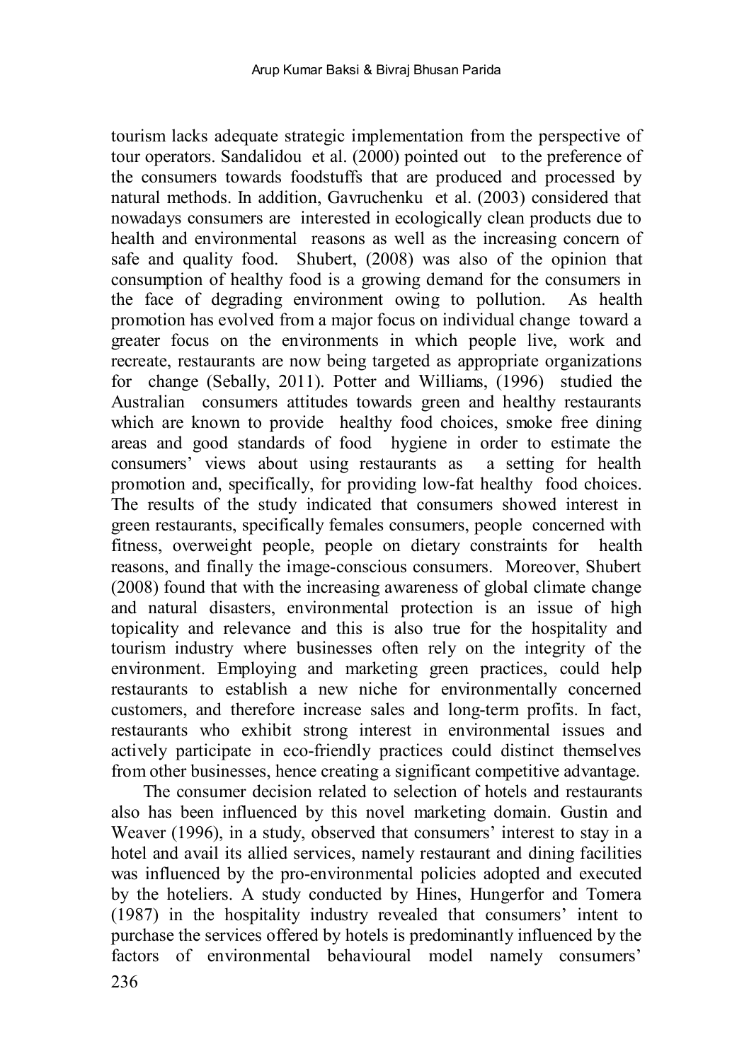tourism lacks adequate strategic implementation from the perspective of tour operators. Sandalidou et al. (2000) pointed out to the preference of the consumers towards foodstuffs that are produced and processed by natural methods. In addition, Gavruchenku et al. (2003) considered that nowadays consumers are interested in ecologically clean products due to health and environmental reasons as well as the increasing concern of safe and quality food. Shubert, (2008) was also of the opinion that consumption of healthy food is a growing demand for the consumers in the face of degrading environment owing to pollution. As health promotion has evolved from a major focus on individual change toward a greater focus on the environments in which people live, work and recreate, restaurants are now being targeted as appropriate organizations for change (Sebally, 2011). Potter and Williams, (1996) studied the Australian consumers attitudes towards green and healthy restaurants which are known to provide healthy food choices, smoke free dining areas and good standards of food hygiene in order to estimate the consumers' views about using restaurants as a setting for health promotion and, specifically, for providing low-fat healthy food choices. The results of the study indicated that consumers showed interest in green restaurants, specifically females consumers, people concerned with fitness, overweight people, people on dietary constraints for health reasons, and finally the image-conscious consumers. Moreover, Shubert (2008) found that with the increasing awareness of global climate change and natural disasters, environmental protection is an issue of high topicality and relevance and this is also true for the hospitality and tourism industry where businesses often rely on the integrity of the environment. Employing and marketing green practices, could help restaurants to establish a new niche for environmentally concerned customers, and therefore increase sales and long-term profits. In fact, restaurants who exhibit strong interest in environmental issues and actively participate in eco-friendly practices could distinct themselves from other businesses, hence creating a significant competitive advantage.

The consumer decision related to selection of hotels and restaurants also has been influenced by this novel marketing domain. Gustin and Weaver (1996), in a study, observed that consumers' interest to stay in a hotel and avail its allied services, namely restaurant and dining facilities was influenced by the pro-environmental policies adopted and executed by the hoteliers. A study conducted by Hines, Hungerfor and Tomera (1987) in the hospitality industry revealed that consumers' intent to purchase the services offered by hotels is predominantly influenced by the factors of environmental behavioural model namely consumers'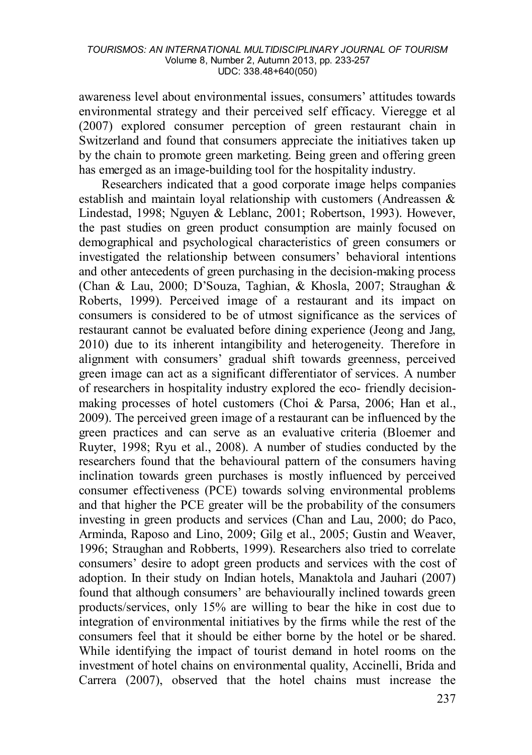awareness level about environmental issues, consumers' attitudes towards environmental strategy and their perceived self efficacy. Vieregge et al (2007) explored consumer perception of green restaurant chain in Switzerland and found that consumers appreciate the initiatives taken up by the chain to promote green marketing. Being green and offering green has emerged as an image-building tool for the hospitality industry.

Researchers indicated that a good corporate image helps companies establish and maintain loyal relationship with customers (Andreassen & Lindestad, 1998; Nguyen & Leblanc, 2001; Robertson, 1993). However, the past studies on green product consumption are mainly focused on demographical and psychological characteristics of green consumers or investigated the relationship between consumers' behavioral intentions and other antecedents of green purchasing in the decision-making process (Chan & Lau, 2000; D'Souza, Taghian, & Khosla, 2007; Straughan & Roberts, 1999). Perceived image of a restaurant and its impact on consumers is considered to be of utmost significance as the services of restaurant cannot be evaluated before dining experience (Jeong and Jang, 2010) due to its inherent intangibility and heterogeneity. Therefore in alignment with consumers' gradual shift towards greenness, perceived green image can act as a significant differentiator of services. A number of researchers in hospitality industry explored the eco- friendly decision-making processes of hotel customers (Choi & Parsa, 2006; Han et al., 2009). The perceived green image of a restaurant can be influenced by the green practices and can serve as an evaluative criteria (Bloemer and Ruyter, 1998; Ryu et al., 2008). A number of studies conducted by the researchers found that the behavioural pattern of the consumers having inclination towards green purchases is mostly influenced by perceived consumer effectiveness (PCE) towards solving environmental problems and that higher the PCE greater will be the probability of the consumers investing in green products and services (Chan and Lau, 2000; do Paco, Arminda, Raposo and Lino, 2009; Gilg et al., 2005; Gustin and Weaver, 1996; Straughan and Robberts, 1999). Researchers also tried to correlate consumers' desire to adopt green products and services with the cost of adoption. In their study on Indian hotels, Manaktola and Jauhari (2007) found that although consumers' are behaviourally inclined towards green products/services, only 15% are willing to bear the hike in cost due to integration of environmental initiatives by the firms while the rest of the consumers feel that it should be either borne by the hotel or be shared. While identifying the impact of tourist demand in hotel rooms on the investment of hotel chains on environmental quality, Accinelli, Brida and Carrera (2007), observed that the hotel chains must increase the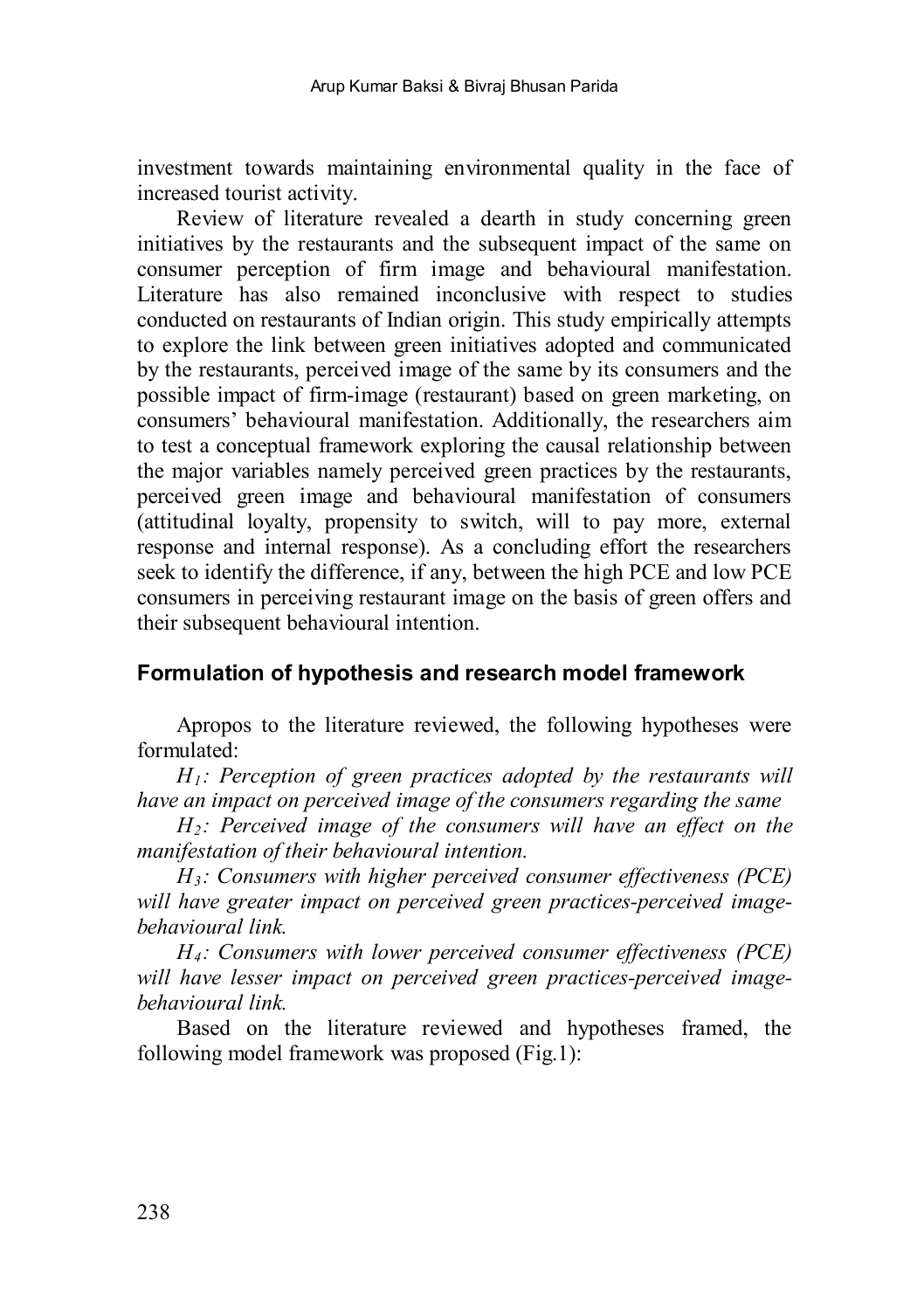investment towards maintaining environmental quality in the face of increased tourist activity.

Review of literature revealed a dearth in study concerning green initiatives by the restaurants and the subsequent impact of the same on consumer perception of firm image and behavioural manifestation. Literature has also remained inconclusive with respect to studies conducted on restaurants of Indian origin. This study empirically attempts to explore the link between green initiatives adopted and communicated by the restaurants, perceived image of the same by its consumers and the possible impact of firm-image (restaurant) based on green marketing, on consumers' behavioural manifestation. Additionally, the researchers aim to test a conceptual framework exploring the causal relationship between the major variables namely perceived green practices by the restaurants, perceived green image and behavioural manifestation of consumers (attitudinal loyalty, propensity to switch, will to pay more, external response and internal response). As a concluding effort the researchers seek to identify the difference, if any, between the high PCE and low PCE consumers in perceiving restaurant image on the basis of green offers and their subsequent behavioural intention.

## Formulation of hypothesis and research model framework

Apropos to the literature reviewed, the following hypotheses were formulated:

*$H_1$: Perception of green practices adopted by the restaurants will have an impact on perceived image of the consumers regarding the same*

*$H_2$: Perceived image of the consumers will have an effect on the manifestation of their behavioural intention.*

*$H_3$: Consumers with higher perceived consumer effectiveness (PCE) will have greater impact on perceived green practices-perceived image-behavioural link.*

*$H_4$: Consumers with lower perceived consumer effectiveness (PCE) will have lesser impact on perceived green practices-perceived image-behavioural link.*

Based on the literature reviewed and hypotheses framed, the following model framework was proposed (Fig.1):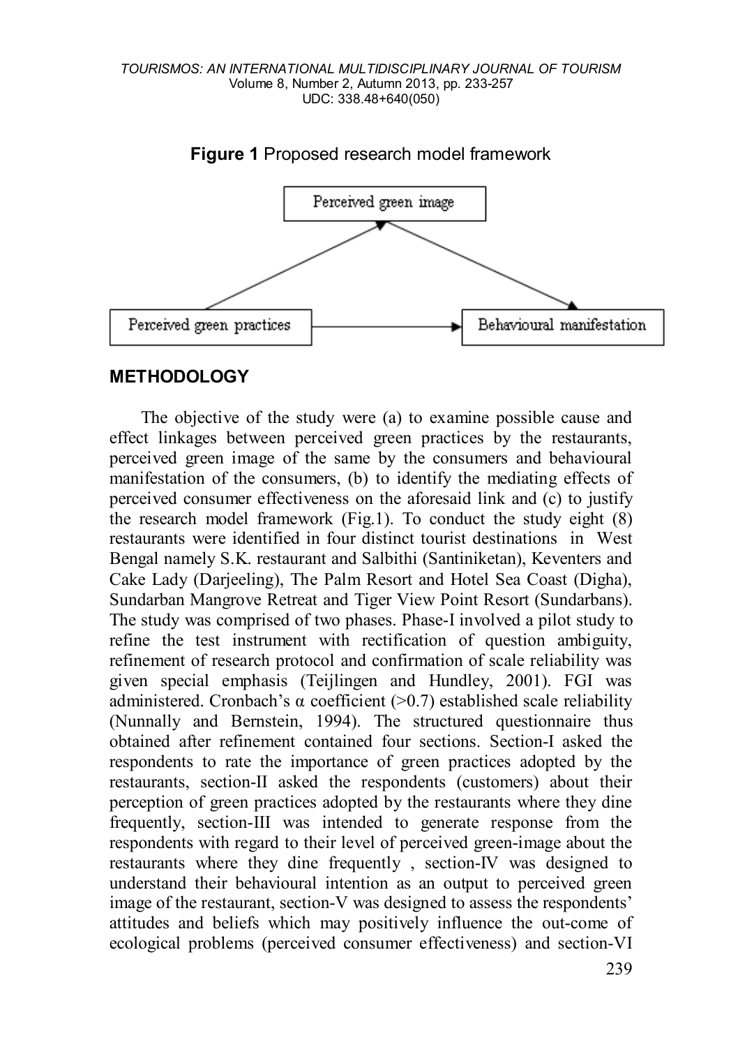**Figure 1** Proposed research model framework

## METHODOLOGY

The objective of the study were (a) to examine possible cause and effect linkages between perceived green practices by the restaurants, perceived green image of the same by the consumers and behavioural manifestation of the consumers, (b) to identify the mediating effects of perceived consumer effectiveness on the aforesaid link and (c) to justify the research model framework (Fig.1). To conduct the study eight (8) restaurants were identified in four distinct tourist destinations in West Bengal namely S.K. restaurant and Salbithi (Santiniketan), Keventers and Cake Lady (Darjeeling), The Palm Resort and Hotel Sea Coast (Digha), Sundarban Mangrove Retreat and Tiger View Point Resort (Sundarbans). The study was comprised of two phases. Phase-I involved a pilot study to refine the test instrument with rectification of question ambiguity, refinement of research protocol and confirmation of scale reliability was given special emphasis (Teijlingen and Hundley, 2001). FGI was administered. Cronbach's α coefficient (>0.7) established scale reliability (Nunnally and Bernstein, 1994). The structured questionnaire thus obtained after refinement contained four sections. Section-I asked the respondents to rate the importance of green practices adopted by the restaurants, section-II asked the respondents (customers) about their perception of green practices adopted by the restaurants where they dine frequently, section-III was intended to generate response from the respondents with regard to their level of perceived green-image about the restaurants where they dine frequently , section-IV was designed to understand their behavioural intention as an output to perceived green image of the restaurant, section-V was designed to assess the respondents' attitudes and beliefs which may positively influence the out-come of ecological problems (perceived consumer effectiveness) and section-VI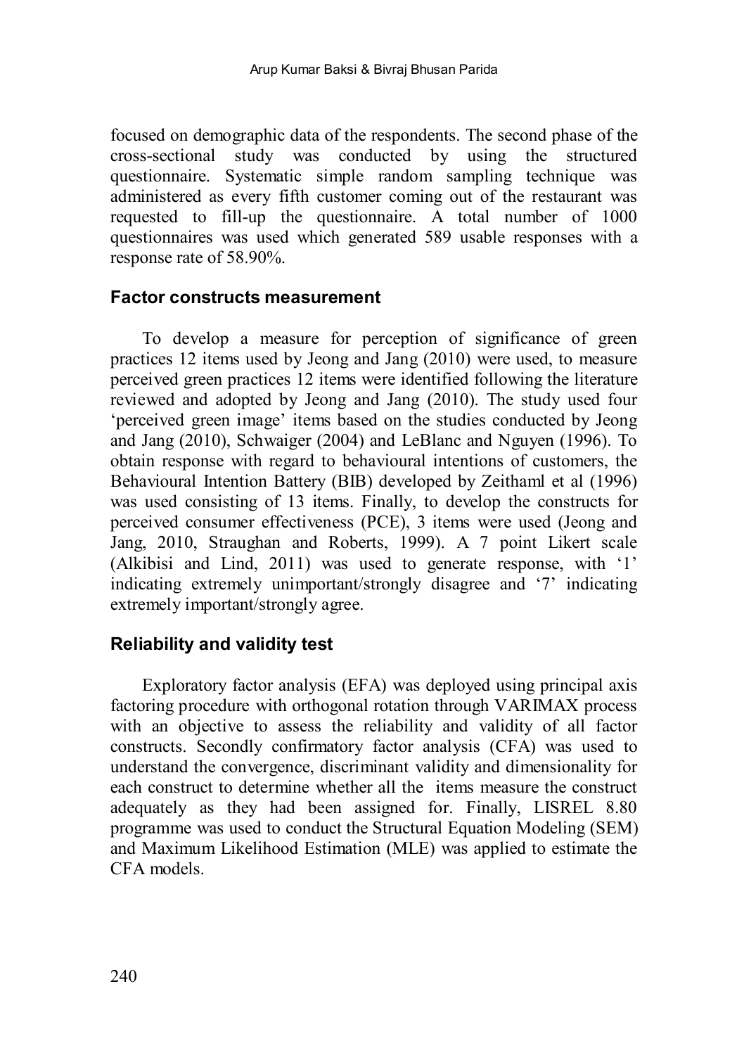focused on demographic data of the respondents. The second phase of the cross-sectional study was conducted by using the structured questionnaire. Systematic simple random sampling technique was administered as every fifth customer coming out of the restaurant was requested to fill-up the questionnaire. A total number of 1000 questionnaires was used which generated 589 usable responses with a response rate of 58.90%.

### Factor constructs measurement

To develop a measure for perception of significance of green practices 12 items used by Jeong and Jang (2010) were used, to measure perceived green practices 12 items were identified following the literature reviewed and adopted by Jeong and Jang (2010). The study used four 'perceived green image' items based on the studies conducted by Jeong and Jang (2010), Schwaiger (2004) and LeBlanc and Nguyen (1996). To obtain response with regard to behavioural intentions of customers, the Behavioural Intention Battery (BIB) developed by Zeithaml et al (1996) was used consisting of 13 items. Finally, to develop the constructs for perceived consumer effectiveness (PCE), 3 items were used (Jeong and Jang, 2010, Straughan and Roberts, 1999). A 7 point Likert scale (Alkibisi and Lind, 2011) was used to generate response, with '1' indicating extremely unimportant/strongly disagree and '7' indicating extremely important/strongly agree.

### Reliability and validity test

Exploratory factor analysis (EFA) was deployed using principal axis factoring procedure with orthogonal rotation through VARIMAX process with an objective to assess the reliability and validity of all factor constructs. Secondly confirmatory factor analysis (CFA) was used to understand the convergence, discriminant validity and dimensionality for each construct to determine whether all the items measure the construct adequately as they had been assigned for. Finally, LISREL 8.80 programme was used to conduct the Structural Equation Modeling (SEM) and Maximum Likelihood Estimation (MLE) was applied to estimate the CFA models.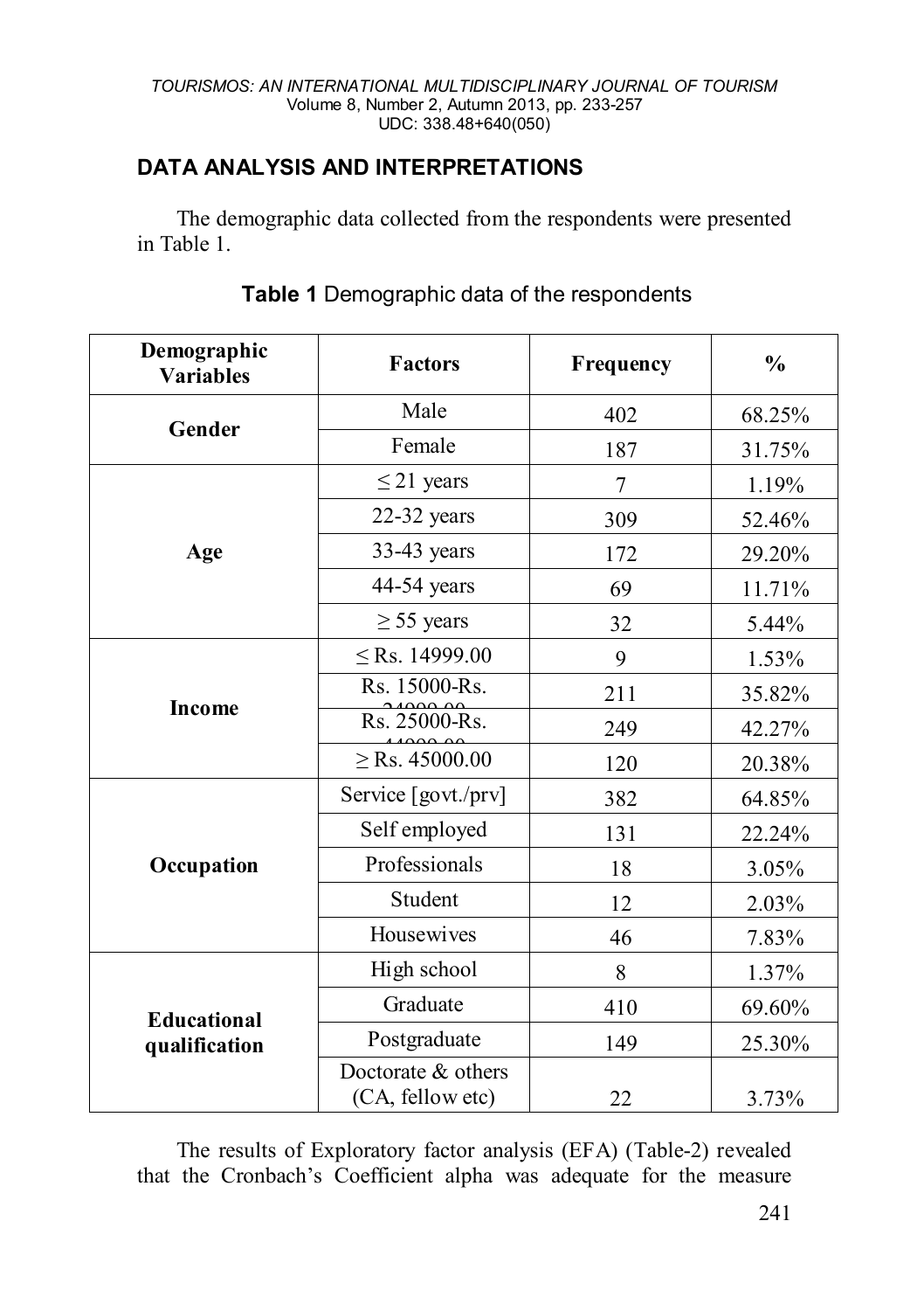## DATA ANALYSIS AND INTERPRETATIONS

The demographic data collected from the respondents were presented in Table 1.

**Table 1** Demographic data of the respondents

| Demographic Variables | Factors | Frequency | % |
|---|---|---|---|
| **Gender** | Male | 402 | 68.25% |
| | Female | 187 | 31.75% |
| **Age** | ≤ 21 years | 7 | 1.19% |
| | 22-32 years | 309 | 52.46% |
| | 33-43 years | 172 | 29.20% |
| | 44-54 years | 69 | 11.71% |
| | ≥ 55 years | 32 | 5.44% |
| **Income** | ≤ Rs. 14999.00 | 9 | 1.53% |
| | Rs. 15000-Rs. 24999.00 | 211 | 35.82% |
| | Rs. 25000-Rs. 44999.00 | 249 | 42.27% |
| | ≥ Rs. 45000.00 | 120 | 20.38% |
| **Occupation** | Service [govt./prv] | 382 | 64.85% |
| | Self employed | 131 | 22.24% |
| | Professionals | 18 | 3.05% |
| | Student | 12 | 2.03% |
| | Housewives | 46 | 7.83% |
| **Educational qualification** | High school | 8 | 1.37% |
| | Graduate | 410 | 69.60% |
| | Postgraduate | 149 | 25.30% |
| | Doctorate & others (CA, fellow etc) | 22 | 3.73% |

The results of Exploratory factor analysis (EFA) (Table-2) revealed that the Cronbach's Coefficient alpha was adequate for the measure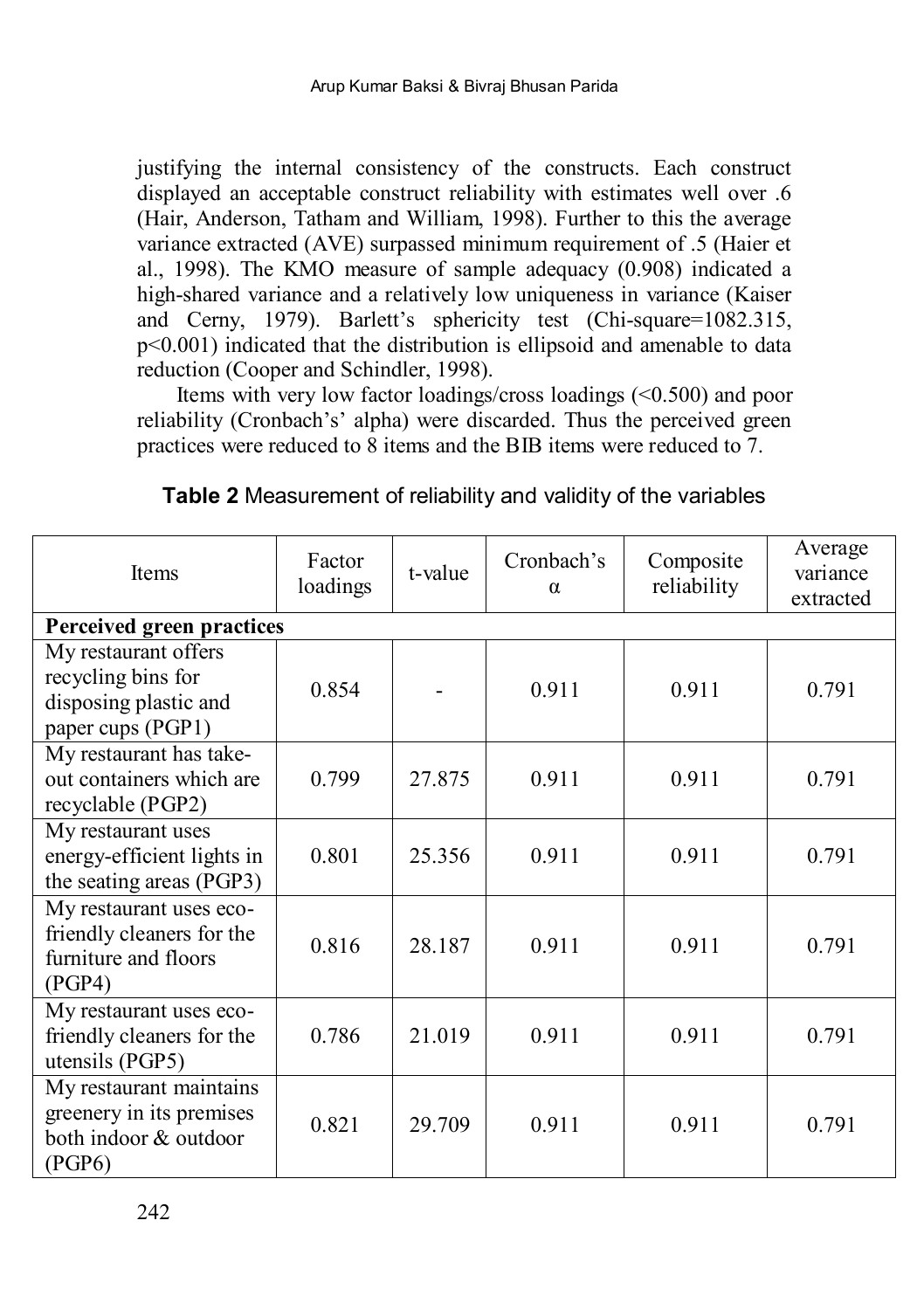justifying the internal consistency of the constructs. Each construct displayed an acceptable construct reliability with estimates well over .6 (Hair, Anderson, Tatham and William, 1998). Further to this the average variance extracted (AVE) surpassed minimum requirement of .5 (Haier et al., 1998). The KMO measure of sample adequacy (0.908) indicated a high-shared variance and a relatively low uniqueness in variance (Kaiser and Cerny, 1979). Barlett's sphericity test (Chi-square=1082.315, p<0.001) indicated that the distribution is ellipsoid and amenable to data reduction (Cooper and Schindler, 1998).

Items with very low factor loadings/cross loadings (<0.500) and poor reliability (Cronbach's' alpha) were discarded. Thus the perceived green practices were reduced to 8 items and the BIB items were reduced to 7.

**Table 2** Measurement of reliability and validity of the variables

| Items | Factor loadings | t-value | Cronbach's α | Composite reliability | Average variance extracted |
|---|---|---|---|---|---|
| **Perceived green practices** | | | | | |
| My restaurant offers recycling bins for disposing plastic and paper cups (PGP1) | 0.854 | - | 0.911 | 0.911 | 0.791 |
| My restaurant has take-out containers which are recyclable (PGP2) | 0.799 | 27.875 | 0.911 | 0.911 | 0.791 |
| My restaurant uses energy-efficient lights in the seating areas (PGP3) | 0.801 | 25.356 | 0.911 | 0.911 | 0.791 |
| My restaurant uses eco-friendly cleaners for the furniture and floors (PGP4) | 0.816 | 28.187 | 0.911 | 0.911 | 0.791 |
| My restaurant uses eco-friendly cleaners for the utensils (PGP5) | 0.786 | 21.019 | 0.911 | 0.911 | 0.791 |
| My restaurant maintains greenery in its premises both indoor & outdoor (PGP6) | 0.821 | 29.709 | 0.911 | 0.911 | 0.791 |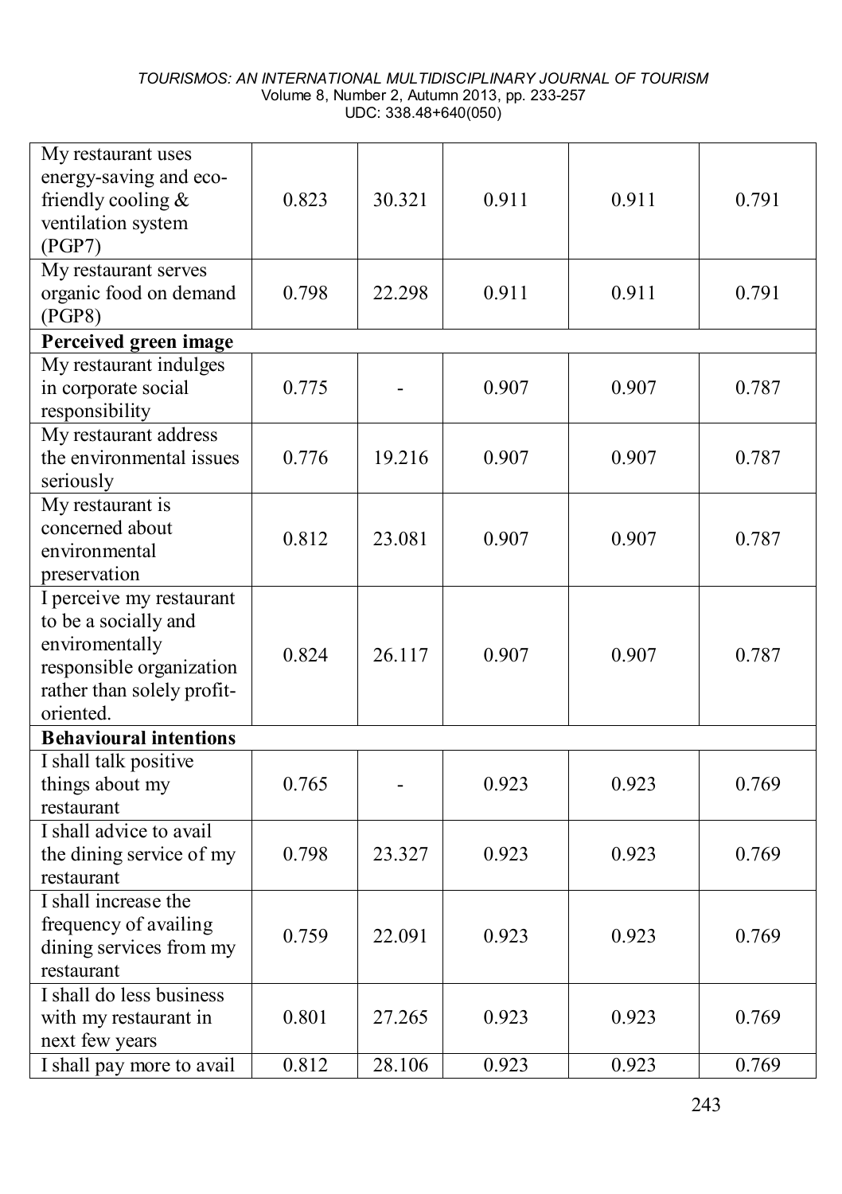| | | | | | |
|---|---|---|---|---|---|
| My restaurant uses energy-saving and eco-friendly cooling & ventilation system (PGP7) | 0.823 | 30.321 | 0.911 | 0.911 | 0.791 |
| My restaurant serves organic food on demand (PGP8) | 0.798 | 22.298 | 0.911 | 0.911 | 0.791 |
| **Perceived green image** | | | | | |
| My restaurant indulges in corporate social responsibility | 0.775 | - | 0.907 | 0.907 | 0.787 |
| My restaurant address the environmental issues seriously | 0.776 | 19.216 | 0.907 | 0.907 | 0.787 |
| My restaurant is concerned about environmental preservation | 0.812 | 23.081 | 0.907 | 0.907 | 0.787 |
| I perceive my restaurant to be a socially and enviromentally responsible organization rather than solely profit-oriented. | 0.824 | 26.117 | 0.907 | 0.907 | 0.787 |
| **Behavioural intentions** | | | | | |
| I shall talk positive things about my restaurant | 0.765 | - | 0.923 | 0.923 | 0.769 |
| I shall advice to avail the dining service of my restaurant | 0.798 | 23.327 | 0.923 | 0.923 | 0.769 |
| I shall increase the frequency of availing dining services from my restaurant | 0.759 | 22.091 | 0.923 | 0.923 | 0.769 |
| I shall do less business with my restaurant in next few years | 0.801 | 27.265 | 0.923 | 0.923 | 0.769 |
| I shall pay more to avail | 0.812 | 28.106 | 0.923 | 0.923 | 0.769 |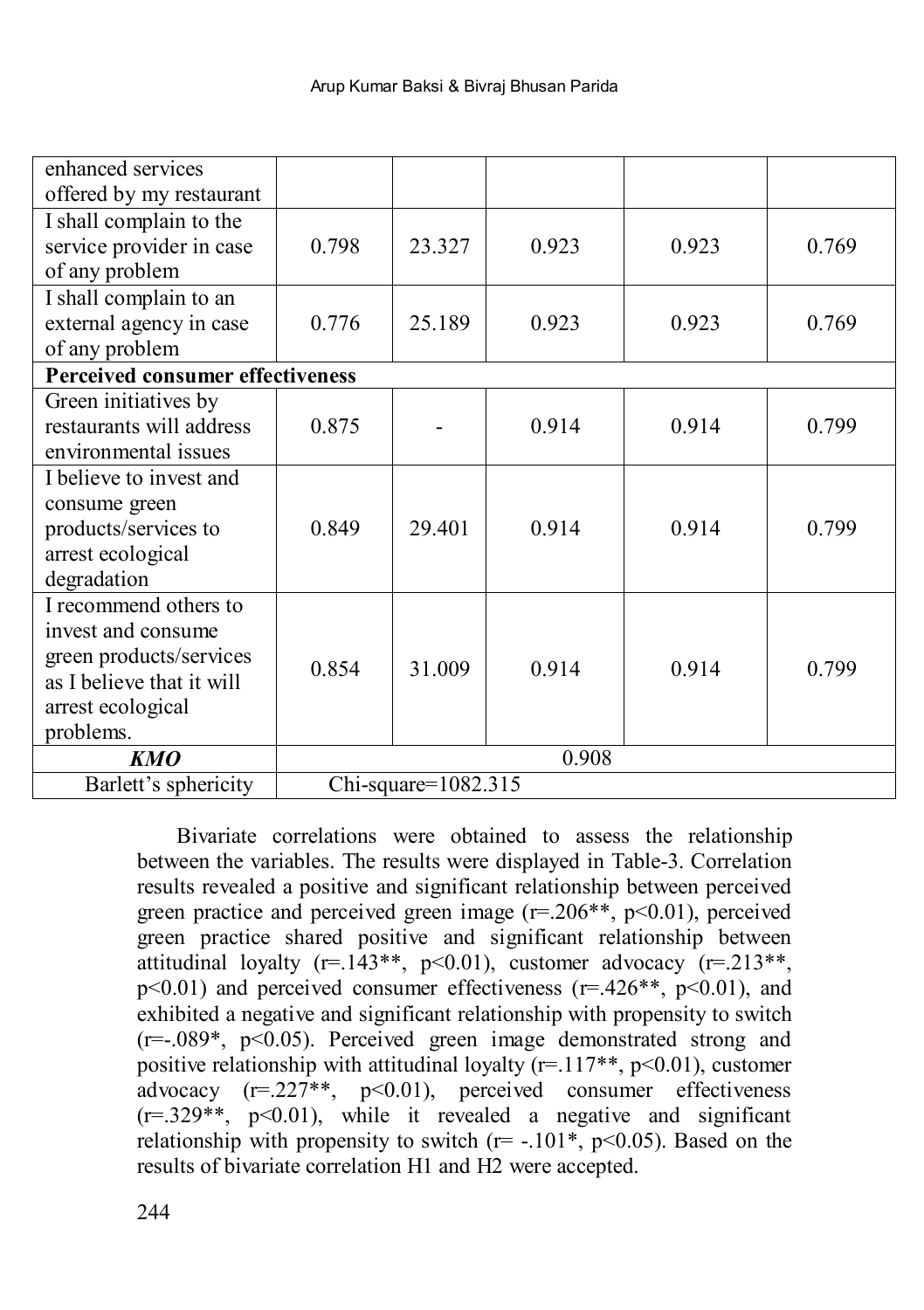| | | | | | |
|---|---|---|---|---|---|
| enhanced services offered by my restaurant | | | | | |
| I shall complain to the service provider in case of any problem | 0.798 | 23.327 | 0.923 | 0.923 | 0.769 |
| I shall complain to an external agency in case of any problem | 0.776 | 25.189 | 0.923 | 0.923 | 0.769 |
| **Perceived consumer effectiveness** | | | | | |
| Green initiatives by restaurants will address environmental issues | 0.875 | - | 0.914 | 0.914 | 0.799 |
| I believe to invest and consume green products/services to arrest ecological degradation | 0.849 | 29.401 | 0.914 | 0.914 | 0.799 |
| I recommend others to invest and consume green products/services as I believe that it will arrest ecological problems. | 0.854 | 31.009 | 0.914 | 0.914 | 0.799 |
| ***KMO*** | 0.908 | | | | |
| Barlett's sphericity | Chi-square=1082.315 | | | | |

Bivariate correlations were obtained to assess the relationship between the variables. The results were displayed in Table-3. Correlation results revealed a positive and significant relationship between perceived green practice and perceived green image (r=.206**, p<0.01), perceived green practice shared positive and significant relationship between attitudinal loyalty (r=.143**, p<0.01), customer advocacy (r=.213**, p<0.01) and perceived consumer effectiveness (r=.426**, p<0.01), and exhibited a negative and significant relationship with propensity to switch (r=-.089*, p<0.05). Perceived green image demonstrated strong and positive relationship with attitudinal loyalty (r=.117**, p<0.01), customer advocacy (r=.227**, p<0.01), perceived consumer effectiveness (r=.329**, p<0.01), while it revealed a negative and significant relationship with propensity to switch (r= -.101*, p<0.05). Based on the results of bivariate correlation H1 and H2 were accepted.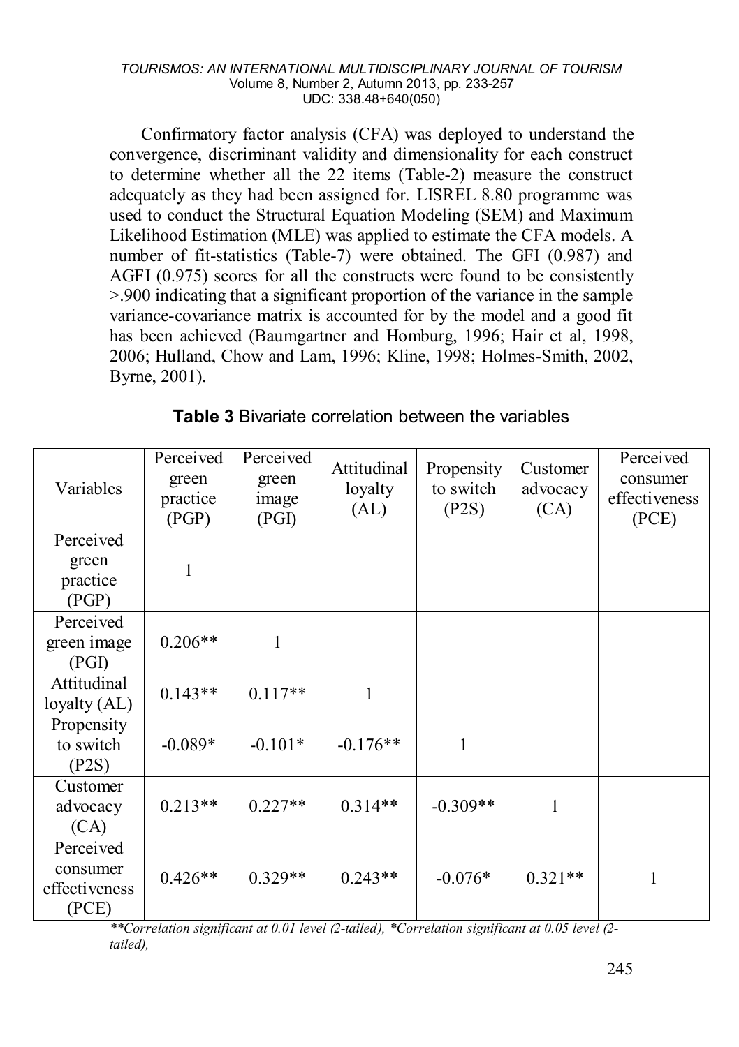Confirmatory factor analysis (CFA) was deployed to understand the convergence, discriminant validity and dimensionality for each construct to determine whether all the 22 items (Table-2) measure the construct adequately as they had been assigned for. LISREL 8.80 programme was used to conduct the Structural Equation Modeling (SEM) and Maximum Likelihood Estimation (MLE) was applied to estimate the CFA models. A number of fit-statistics (Table-7) were obtained. The GFI (0.987) and AGFI (0.975) scores for all the constructs were found to be consistently >.900 indicating that a significant proportion of the variance in the sample variance-covariance matrix is accounted for by the model and a good fit has been achieved (Baumgartner and Homburg, 1996; Hair et al, 1998, 2006; Hulland, Chow and Lam, 1996; Kline, 1998; Holmes-Smith, 2002, Byrne, 2001).

**Table 3** Bivariate correlation between the variables

| Variables | Perceived green practice (PGP) | Perceived green image (PGI) | Attitudinal loyalty (AL) | Propensity to switch (P2S) | Customer advocacy (CA) | Perceived consumer effectiveness (PCE) |
|---|---|---|---|---|---|---|
| Perceived green practice (PGP) | 1 | | | | | |
| Perceived green image (PGI) | 0.206** | 1 | | | | |
| Attitudinal loyalty (AL) | 0.143** | 0.117** | 1 | | | |
| Propensity to switch (P2S) | -0.089* | -0.101* | -0.176** | 1 | | |
| Customer advocacy (CA) | 0.213** | 0.227** | 0.314** | -0.309** | 1 | |
| Perceived consumer effectiveness (PCE) | 0.426** | 0.329** | 0.243** | -0.076* | 0.321** | 1 |

*\*\*Correlation significant at 0.01 level (2-tailed), \*Correlation significant at 0.05 level (2-tailed),*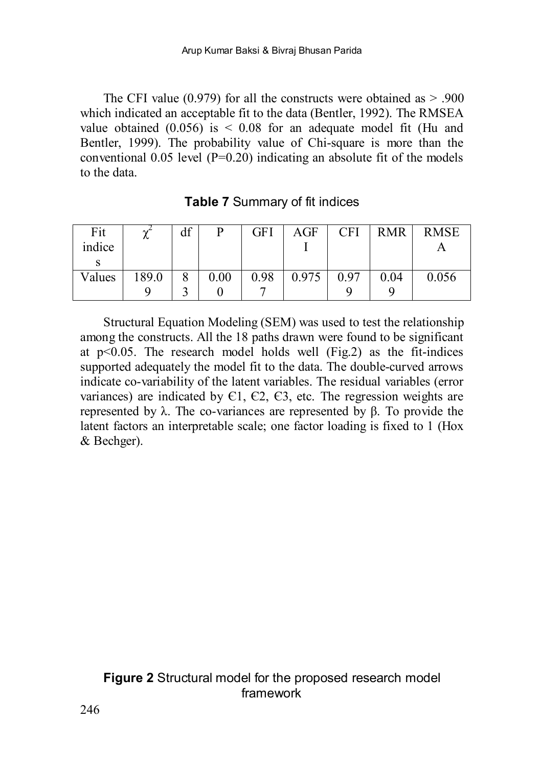The CFI value (0.979) for all the constructs were obtained as > .900 which indicated an acceptable fit to the data (Bentler, 1992). The RMSEA value obtained (0.056) is < 0.08 for an adequate model fit (Hu and Bentler, 1999). The probability value of Chi-square is more than the conventional 0.05 level (P=0.20) indicating an absolute fit of the models to the data.

**Table 7** Summary of fit indices

| Fit indices | $\chi^2$ | df | P | GFI | AGFI | CFI | RMR | RMSEA |
|---|---|---|---|---|---|---|---|---|
| Values | 189.09 | 83 | 0.000 | 0.987 | 0.975 | 0.979 | 0.049 | 0.056 |

Structural Equation Modeling (SEM) was used to test the relationship among the constructs. All the 18 paths drawn were found to be significant at $p<0.05$. The research model holds well (Fig.2) as the fit-indices supported adequately the model fit to the data. The double-curved arrows indicate co-variability of the latent variables. The residual variables (error variances) are indicated by €1, €2, €3, etc. The regression weights are represented by $\lambda$. The co-variances are represented by $\beta$. To provide the latent factors an interpretable scale; one factor loading is fixed to 1 (Hox & Bechger).

**Figure 2** Structural model for the proposed research model framework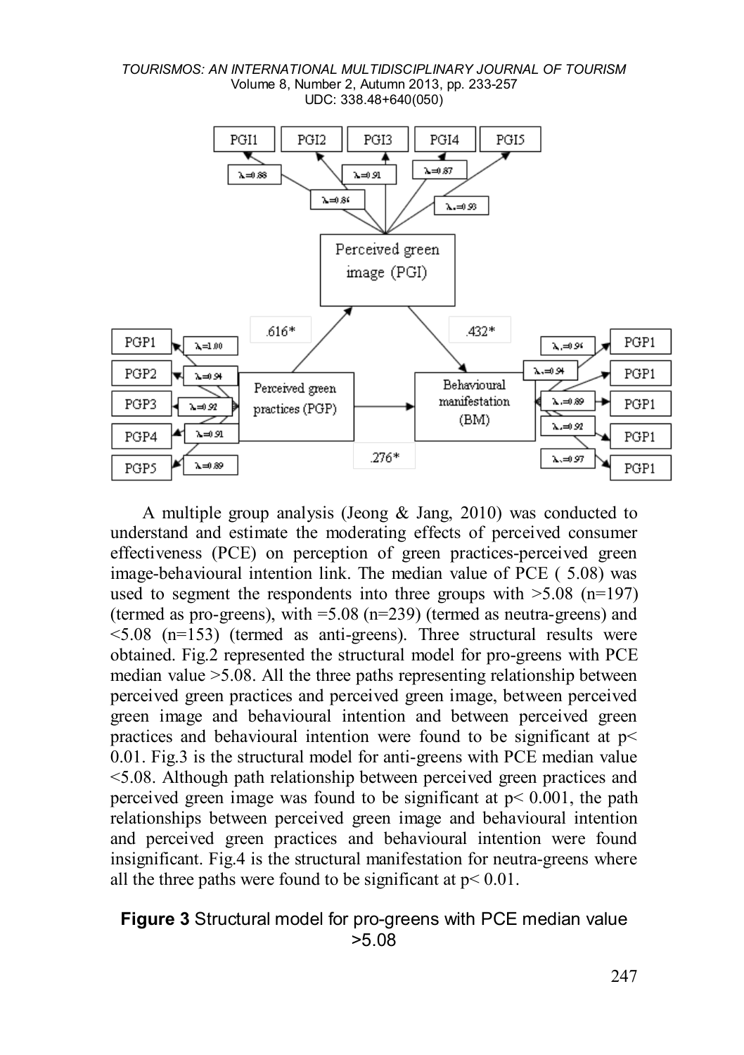A multiple group analysis (Jeong & Jang, 2010) was conducted to understand and estimate the moderating effects of perceived consumer effectiveness (PCE) on perception of green practices-perceived green image-behavioural intention link. The median value of PCE ( 5.08) was used to segment the respondents into three groups with >5.08 (n=197) (termed as pro-greens), with =5.08 (n=239) (termed as neutra-greens) and <5.08 (n=153) (termed as anti-greens). Three structural results were obtained. Fig.2 represented the structural model for pro-greens with PCE median value >5.08. All the three paths representing relationship between perceived green practices and perceived green image, between perceived green image and behavioural intention and between perceived green practices and behavioural intention were found to be significant at $p < 0.01$. Fig.3 is the structural model for anti-greens with PCE median value <5.08. Although path relationship between perceived green practices and perceived green image was found to be significant at $p < 0.001$, the path relationships between perceived green image and behavioural intention and perceived green practices and behavioural intention were found insignificant. Fig.4 is the structural manifestation for neutra-greens where all the three paths were found to be significant at $p < 0.01$.

**Figure 3** Structural model for pro-greens with PCE median value >5.08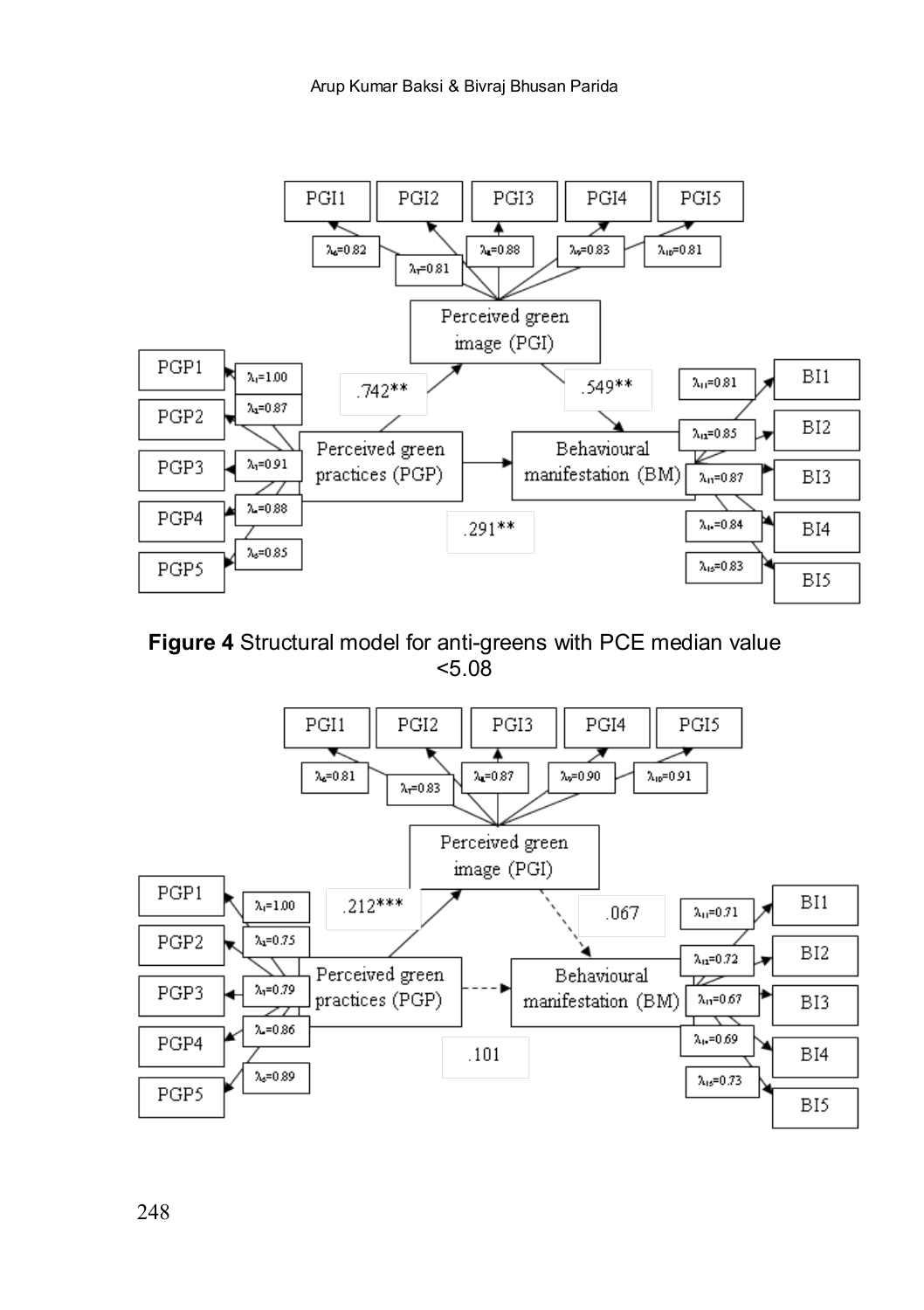**Figure 4** Structural model for anti-greens with PCE median value <5.08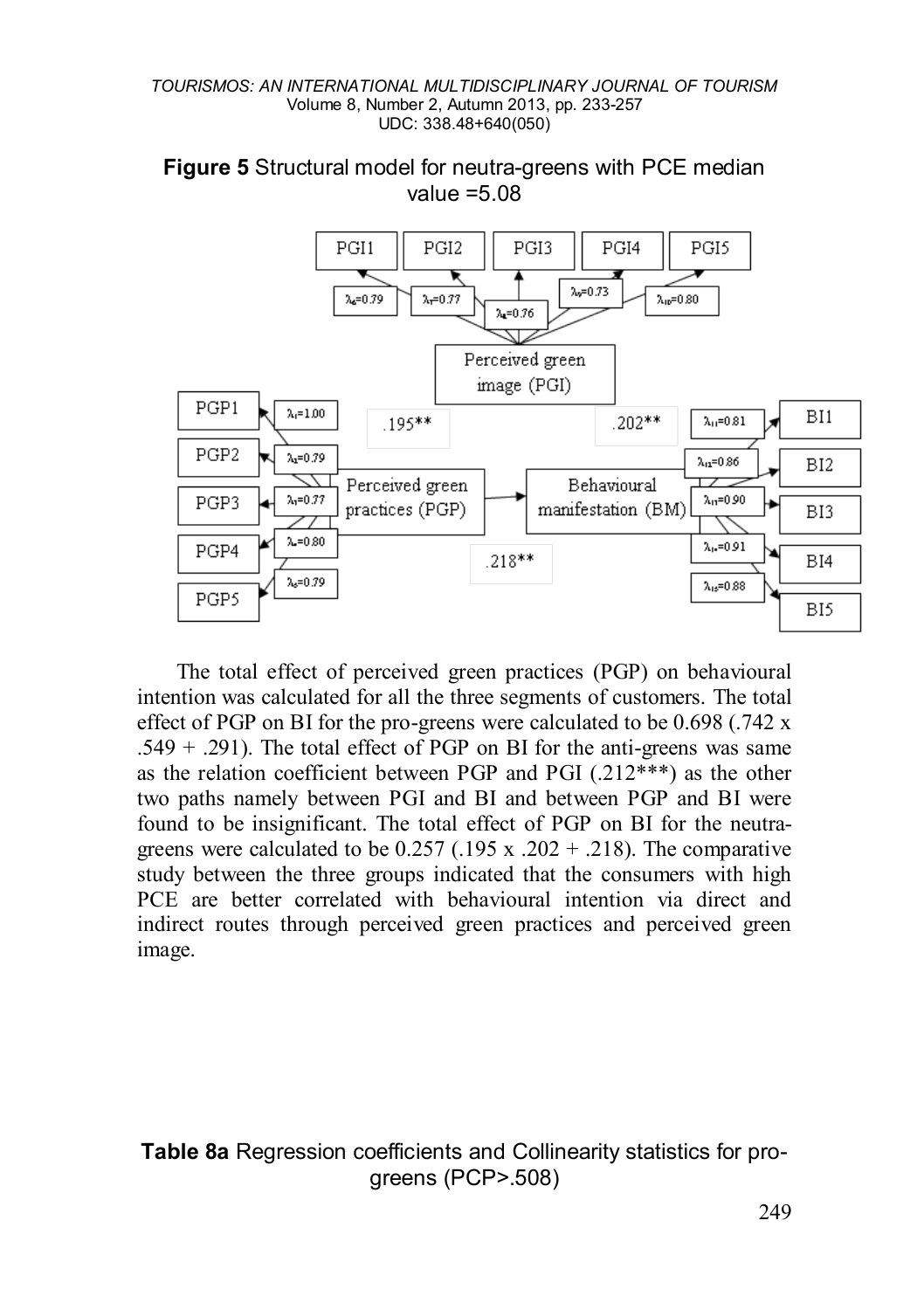**Figure 5** Structural model for neutra-greens with PCE median value =5.08

PGI1 PGI2 PGI3 PGI4 PGI5

$\lambda_6$=0.79 $\lambda_7$=0.77 $\lambda_8$=0.76 $\lambda_9$=0.73 $\lambda_{10}$=0.80

Perceived green image (PGI)

PGP1 $\lambda_1$=1.00 .195** .202** $\lambda_{11}$=0.81 BI1

PGP2 $\lambda_2$=0.79 $\lambda_{12}$=0.86 BI2

PGP3 $\lambda_3$=0.77 Perceived green practices (PGP) Behavioural manifestation (BM) $\lambda_{13}$=0.90 BI3

PGP4 $\lambda_4$=0.80 .218** $\lambda_{14}$=0.91 BI4

PGP5 $\lambda_5$=0.79 $\lambda_{15}$=0.88 BI5

The total effect of perceived green practices (PGP) on behavioural intention was calculated for all the three segments of customers. The total effect of PGP on BI for the pro-greens were calculated to be 0.698 (.742 x .549 + .291). The total effect of PGP on BI for the anti-greens was same as the relation coefficient between PGP and PGI (.212***) as the other two paths namely between PGI and BI and between PGP and BI were found to be insignificant. The total effect of PGP on BI for the neutra-greens were calculated to be 0.257 (.195 x .202 + .218). The comparative study between the three groups indicated that the consumers with high PCE are better correlated with behavioural intention via direct and indirect routes through perceived green practices and perceived green image.

**Table 8a** Regression coefficients and Collinearity statistics for pro-greens (PCP>.508)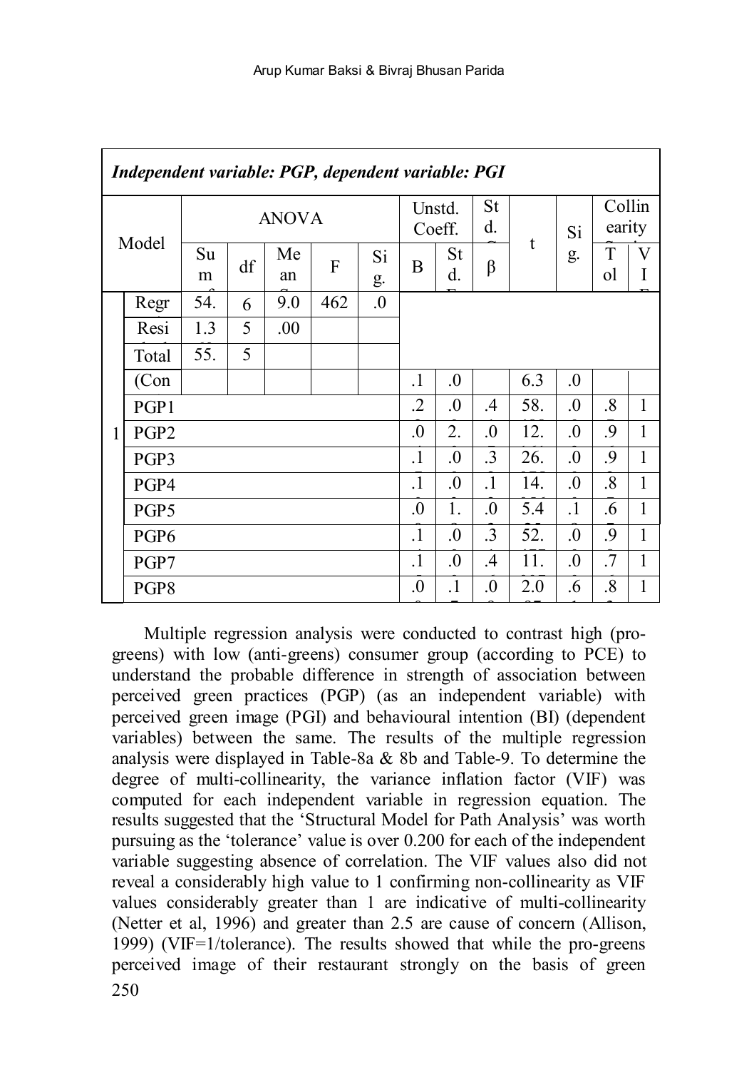| *Independent variable: PGP, dependent variable: PGI* | | | | | | | | | | | | | |
|---|---|---|---|---|---|---|---|---|---|---|---|---|---|
| Model | | ANOVA | | | | | Unstd. Coeff. | | Std. C | t | Sig. | Collinearity S | |
| | | Sum | df | Mean | F | Sig. | B | Std. E | β | | | Tol | VIF |
| 1 | Regr | 54. | 6 | 9.0 | 462 | .0 | | | | | | | |
| | Resi | 1.3 | 5 | .00 | | | | | | | | | |
| | Total | 55. | 5 | | | | | | | | | | |
| | (Con | | | | | | .1 | .0 | | 6.3 | .0 | | |
| | PGP1 | | | | | | .2 | .0 | .4 | 58. | .0 | .8 | 1 |
| | PGP2 | | | | | | .0 | 2. | .0 | 12. | .0 | .9 | 1 |
| | PGP3 | | | | | | .1 | .0 | .3 | 26. | .0 | .9 | 1 |
| | PGP4 | | | | | | .1 | .0 | .1 | 14. | .0 | .8 | 1 |
| | PGP5 | | | | | | .0 | 1. | .0 | 5.4 | .1 | .6 | 1 |
| | PGP6 | | | | | | .1 | .0 | .3 | 52. | .0 | .9 | 1 |
| | PGP7 | | | | | | .1 | .0 | .4 | 11. | .0 | .7 | 1 |
| | PGP8 | | | | | | .0 | .1 | .0 | 2.0 | .6 | .8 | 1 |

Multiple regression analysis were conducted to contrast high (pro-greens) with low (anti-greens) consumer group (according to PCE) to understand the probable difference in strength of association between perceived green practices (PGP) (as an independent variable) with perceived green image (PGI) and behavioural intention (BI) (dependent variables) between the same. The results of the multiple regression analysis were displayed in Table-8a & 8b and Table-9. To determine the degree of multi-collinearity, the variance inflation factor (VIF) was computed for each independent variable in regression equation. The results suggested that the 'Structural Model for Path Analysis' was worth pursuing as the 'tolerance' value is over 0.200 for each of the independent variable suggesting absence of correlation. The VIF values also did not reveal a considerably high value to 1 confirming non-collinearity as VIF values considerably greater than 1 are indicative of multi-collinearity (Netter et al, 1996) and greater than 2.5 are cause of concern (Allison, 1999) (VIF=1/tolerance). The results showed that while the pro-greens perceived image of their restaurant strongly on the basis of green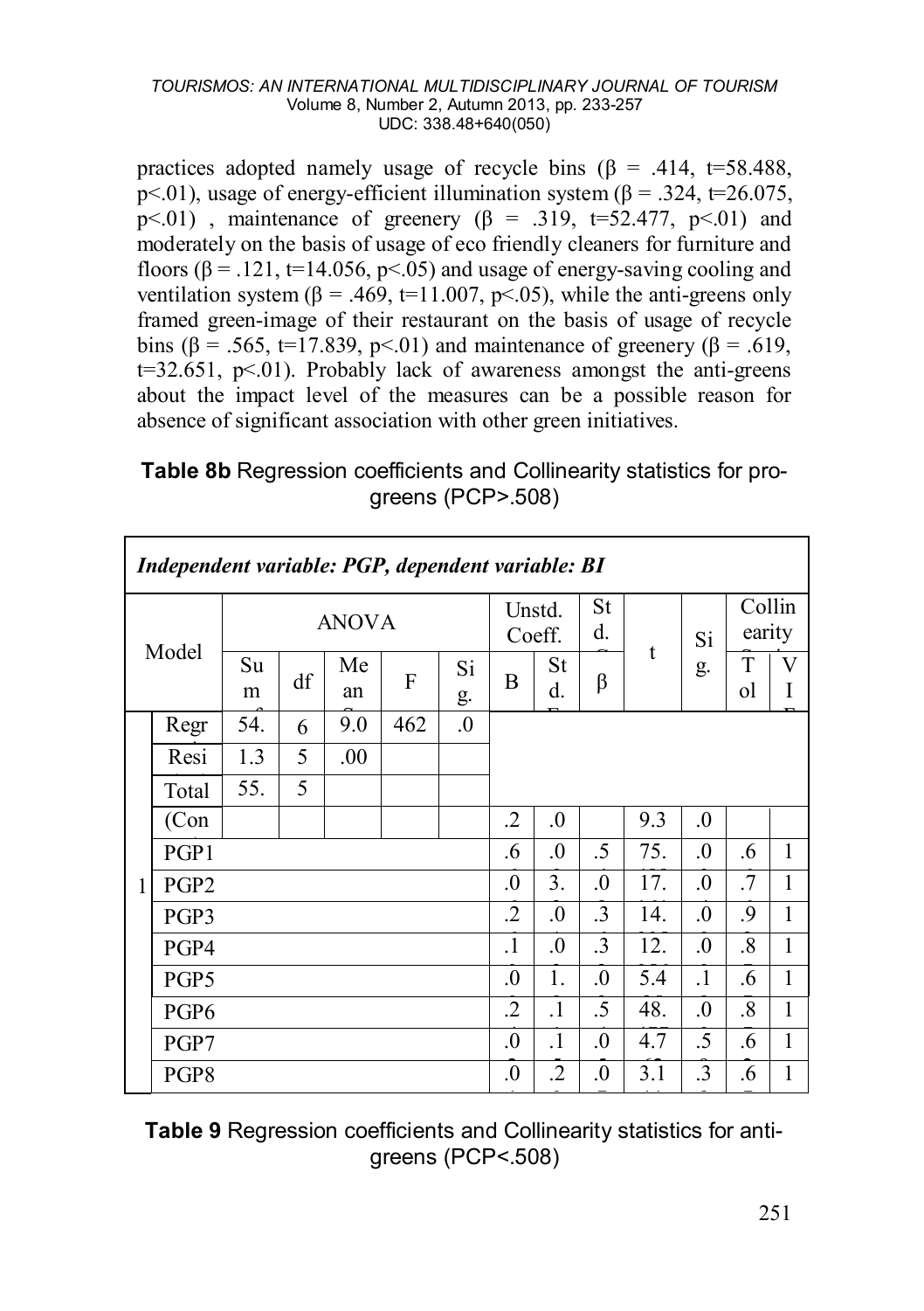practices adopted namely usage of recycle bins ($\beta$ = .414, t=58.488, $p<.01$), usage of energy-efficient illumination system ($\beta$ = .324, t=26.075, $p<.01$) , maintenance of greenery ($\beta$ = .319, t=52.477, $p<.01$) and moderately on the basis of usage of eco friendly cleaners for furniture and floors ($\beta$ = .121, t=14.056, $p<.05$) and usage of energy-saving cooling and ventilation system ($\beta$ = .469, t=11.007, $p<.05$), while the anti-greens only framed green-image of their restaurant on the basis of usage of recycle bins ($\beta$ = .565, t=17.839, $p<.01$) and maintenance of greenery ($\beta$ = .619, t=32.651, $p<.01$). Probably lack of awareness amongst the anti-greens about the impact level of the measures can be a possible reason for absence of significant association with other green initiatives.

**Table 8b** Regression coefficients and Collinearity statistics for pro-greens (PCP>.508)

| *Independent variable: PGP, dependent variable: BI* | | | | | | | | | | | | | |
|---|---|---|---|---|---|---|---|---|---|---|---|---|---|
| Model | | ANOVA | | | | | Unstd. Coeff. | | Std. C | t | Sig. | Collinearity S | |
| | | Sum | df | Mean | F | Sig. | B | Std. E | β | | | Tol | VIF |
| 1 | Regr | 54. | 6 | 9.0 | 462 | .0 | | | | | | | |
| | Resi | 1.3 | 5 | .00 | | | | | | | | | |
| | Total | 55. | 5 | | | | | | | | | | |
| | (Con | | | | | | .2 | .0 | | 9.3 | .0 | | |
| | PGP1 | | | | | | .6 | .0 | .5 | 75. | .0 | .6 | 1 |
| | PGP2 | | | | | | .0 | 3. | .0 | 17. | .0 | .7 | 1 |
| | PGP3 | | | | | | .2 | .0 | .3 | 14. | .0 | .9 | 1 |
| | PGP4 | | | | | | .1 | .0 | .3 | 12. | .0 | .8 | 1 |
| | PGP5 | | | | | | .0 | 1. | .0 | 5.4 | .1 | .6 | 1 |
| | PGP6 | | | | | | .2 | .1 | .5 | 48. | .0 | .8 | 1 |
| | PGP7 | | | | | | .0 | .1 | .0 | 4.7 | .5 | .6 | 1 |
| | PGP8 | | | | | | .0 | .2 | .0 | 3.1 | .3 | .6 | 1 |

**Table 9** Regression coefficients and Collinearity statistics for anti-greens (PCP<.508)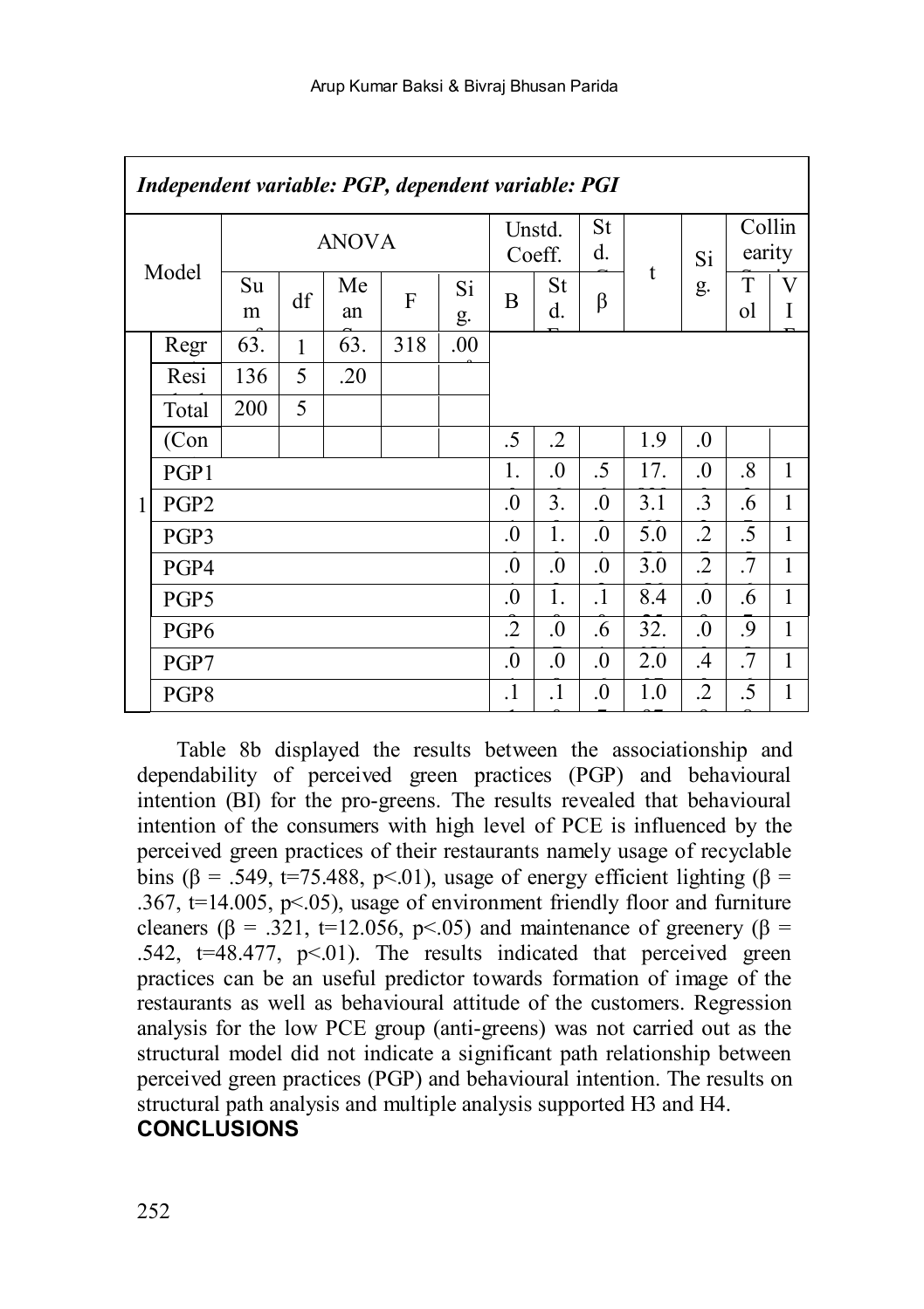| *Independent variable: PGP, dependent variable: PGI* | | | | | | | | | | | | | | |
|---|---|---|---|---|---|---|---|---|---|---|---|---|---|---|
| Model | | ANOVA | | | | | Unstd. Coeff. | | Std. | t | Sig. | Collinearity | |
| | | Sum | df | Mean | F | Sig. | B | Std. | β | | | Tol | VI |
| 1 | Regr | 63. | 1 | 63. | 318 | .00 | | | | | | | |
| | Resi | 136 | 5 | .20 | | | | | | | | | |
| | Total | 200 | 5 | | | | | | | | | | |
| | (Con | | | | | | .5 | .2 | | 1.9 | .0 | | |
| | PGP1 | | | | | | 1. | .0 | .5 | 17. | .0 | .8 | 1 |
| | PGP2 | | | | | | .0 | 3. | .0 | 3.1 | .3 | .6 | 1 |
| | PGP3 | | | | | | .0 | 1. | .0 | 5.0 | .2 | .5 | 1 |
| | PGP4 | | | | | | .0 | .0 | .0 | 3.0 | .2 | .7 | 1 |
| | PGP5 | | | | | | .0 | 1. | .1 | 8.4 | .0 | .6 | 1 |
| | PGP6 | | | | | | .2 | .0 | .6 | 32. | .0 | .9 | 1 |
| | PGP7 | | | | | | .0 | .0 | .0 | 2.0 | .4 | .7 | 1 |
| | PGP8 | | | | | | .1 | .1 | .0 | 1.0 | .2 | .5 | 1 |

Table 8b displayed the results between the associationship and dependability of perceived green practices (PGP) and behavioural intention (BI) for the pro-greens. The results revealed that behavioural intention of the consumers with high level of PCE is influenced by the perceived green practices of their restaurants namely usage of recyclable bins ($\beta = .549$, $t=75.488$, $p<.01$), usage of energy efficient lighting ($\beta = .367$, $t=14.005$, $p<.05$), usage of environment friendly floor and furniture cleaners ($\beta = .321$, $t=12.056$, $p<.05$) and maintenance of greenery ($\beta = .542$, $t=48.477$, $p<.01$). The results indicated that perceived green practices can be an useful predictor towards formation of image of the restaurants as well as behavioural attitude of the customers. Regression analysis for the low PCE group (anti-greens) was not carried out as the structural model did not indicate a significant path relationship between perceived green practices (PGP) and behavioural intention. The results on structural path analysis and multiple analysis supported H3 and H4.

## CONCLUSIONS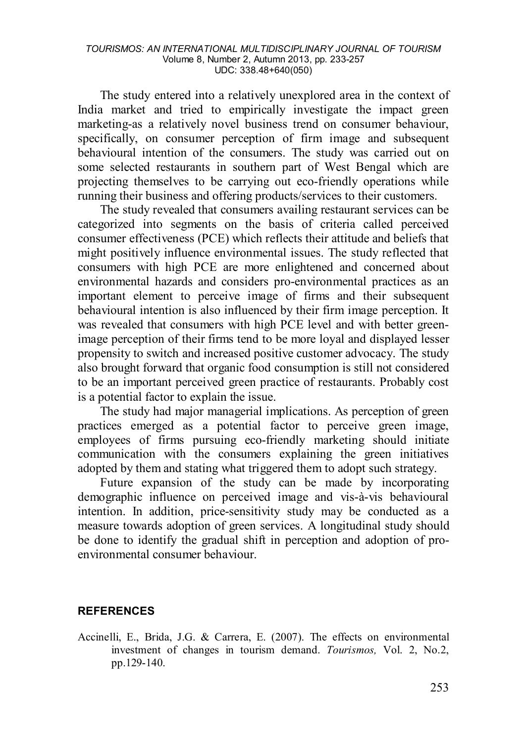The study entered into a relatively unexplored area in the context of India market and tried to empirically investigate the impact green marketing-as a relatively novel business trend on consumer behaviour, specifically, on consumer perception of firm image and subsequent behavioural intention of the consumers. The study was carried out on some selected restaurants in southern part of West Bengal which are projecting themselves to be carrying out eco-friendly operations while running their business and offering products/services to their customers.

The study revealed that consumers availing restaurant services can be categorized into segments on the basis of criteria called perceived consumer effectiveness (PCE) which reflects their attitude and beliefs that might positively influence environmental issues. The study reflected that consumers with high PCE are more enlightened and concerned about environmental hazards and considers pro-environmental practices as an important element to perceive image of firms and their subsequent behavioural intention is also influenced by their firm image perception. It was revealed that consumers with high PCE level and with better green-image perception of their firms tend to be more loyal and displayed lesser propensity to switch and increased positive customer advocacy. The study also brought forward that organic food consumption is still not considered to be an important perceived green practice of restaurants. Probably cost is a potential factor to explain the issue.

The study had major managerial implications. As perception of green practices emerged as a potential factor to perceive green image, employees of firms pursuing eco-friendly marketing should initiate communication with the consumers explaining the green initiatives adopted by them and stating what triggered them to adopt such strategy.

Future expansion of the study can be made by incorporating demographic influence on perceived image and vis-à-vis behavioural intention. In addition, price-sensitivity study may be conducted as a measure towards adoption of green services. A longitudinal study should be done to identify the gradual shift in perception and adoption of pro-environmental consumer behaviour.

## REFERENCES

Accinelli, E., Brida, J.G. & Carrera, E. (2007). The effects on environmental investment of changes in tourism demand. *Tourismos,* Vol. 2, No.2, pp.129-140.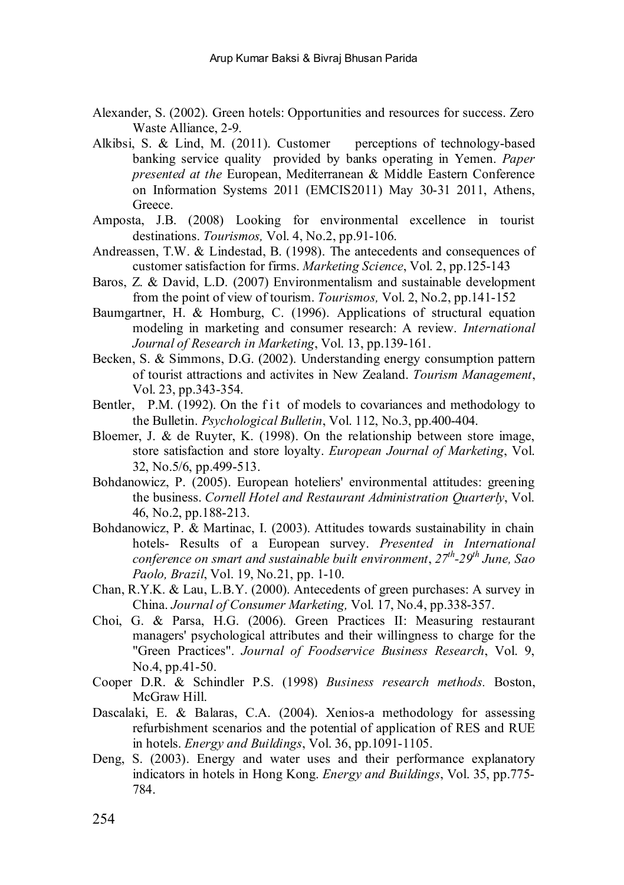Alexander, S. (2002). Green hotels: Opportunities and resources for success. Zero Waste Alliance, 2-9.

Alkibsi, S. & Lind, M. (2011). Customer perceptions of technology-based banking service quality provided by banks operating in Yemen. *Paper presented at the* European, Mediterranean & Middle Eastern Conference on Information Systems 2011 (EMCIS2011) May 30-31 2011, Athens, Greece.

Amposta, J.B. (2008) Looking for environmental excellence in tourist destinations. *Tourismos,* Vol. 4, No.2, pp.91-106.

Andreassen, T.W. & Lindestad, B. (1998). The antecedents and consequences of customer satisfaction for firms. *Marketing Science*, Vol. 2, pp.125-143

Baros, Z. & David, L.D. (2007) Environmentalism and sustainable development from the point of view of tourism. *Tourismos,* Vol. 2, No.2, pp.141-152

Baumgartner, H. & Homburg, C. (1996). Applications of structural equation modeling in marketing and consumer research: A review. *International Journal of Research in Marketing*, Vol. 13, pp.139-161.

Becken, S. & Simmons, D.G. (2002). Understanding energy consumption pattern of tourist attractions and activites in New Zealand. *Tourism Management*, Vol. 23, pp.343-354.

Bentler, P.M. (1992). On the fit of models to covariances and methodology to the Bulletin. *Psychological Bulletin*, Vol. 112, No.3, pp.400-404.

Bloemer, J. & de Ruyter, K. (1998). On the relationship between store image, store satisfaction and store loyalty. *European Journal of Marketing*, Vol. 32, No.5/6, pp.499-513.

Bohdanowicz, P. (2005). European hoteliers' environmental attitudes: greening the business. *Cornell Hotel and Restaurant Administration Quarterly*, Vol. 46, No.2, pp.188-213.

Bohdanowicz, P. & Martinac, I. (2003). Attitudes towards sustainability in chain hotels- Results of a European survey. *Presented in International conference on smart and sustainable built environment*, *27th-29th June, Sao Paolo, Brazil*, Vol. 19, No.21, pp. 1-10.

Chan, R.Y.K. & Lau, L.B.Y. (2000). Antecedents of green purchases: A survey in China. *Journal of Consumer Marketing,* Vol. 17, No.4, pp.338-357.

Choi, G. & Parsa, H.G. (2006). Green Practices II: Measuring restaurant managers' psychological attributes and their willingness to charge for the "Green Practices". *Journal of Foodservice Business Research*, Vol. 9, No.4, pp.41-50.

Cooper D.R. & Schindler P.S. (1998) *Business research methods.* Boston, McGraw Hill.

Dascalaki, E. & Balaras, C.A. (2004). Xenios-a methodology for assessing refurbishment scenarios and the potential of application of RES and RUE in hotels. *Energy and Buildings*, Vol. 36, pp.1091-1105.

Deng, S. (2003). Energy and water uses and their performance explanatory indicators in hotels in Hong Kong. *Energy and Buildings*, Vol. 35, pp.775-784.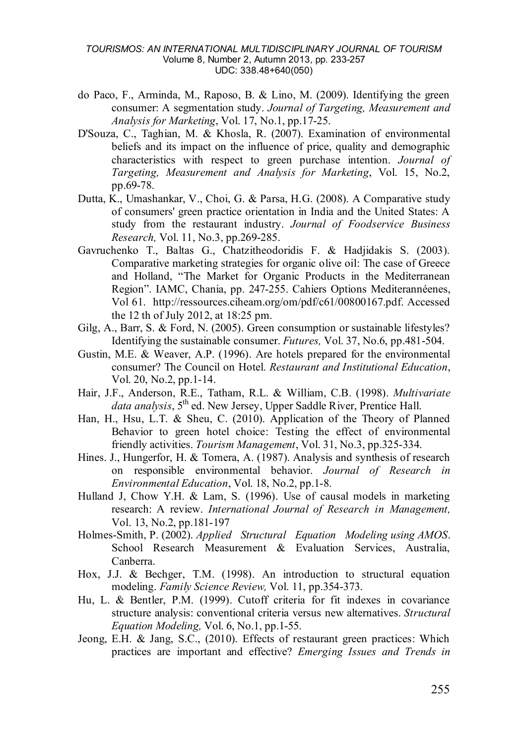do Paco, F., Arminda, M., Raposo, B. & Lino, M. (2009). Identifying the green consumer: A segmentation study. *Journal of Targeting, Measurement and Analysis for Marketing*, Vol. 17, No.1, pp.17-25.

D'Souza, C., Taghian, M. & Khosla, R. (2007). Examination of environmental beliefs and its impact on the influence of price, quality and demographic characteristics with respect to green purchase intention. *Journal of Targeting, Measurement and Analysis for Marketing*, Vol. 15, No.2, pp.69-78.

Dutta, K., Umashankar, V., Choi, G. & Parsa, H.G. (2008). A Comparative study of consumers' green practice orientation in India and the United States: A study from the restaurant industry. *Journal of Foodservice Business Research,* Vol. 11, No.3, pp.269-285.

Gavruchenko T., Baltas G., Chatzitheodoridis F. & Hadjidakis S. (2003). Comparative marketing strategies for organic olive oil: The case of Greece and Holland, "The Market for Organic Products in the Mediterranean Region". IAMC, Chania, pp. 247-255. Cahiers Options Mediterannéenes, Vol 61. http://ressources.ciheam.org/om/pdf/c61/00800167.pdf. Accessed the 12 th of July 2012, at 18:25 pm.

Gilg, A., Barr, S. & Ford, N. (2005). Green consumption or sustainable lifestyles? Identifying the sustainable consumer. *Futures,* Vol. 37, No.6, pp.481-504.

Gustin, M.E. & Weaver, A.P. (1996). Are hotels prepared for the environmental consumer? The Council on Hotel. *Restaurant and Institutional Education*, Vol. 20, No.2, pp.1-14.

Hair, J.F., Anderson, R.E., Tatham, R.L. & William, C.B. (1998). *Multivariate data analysis*, 5th ed. New Jersey, Upper Saddle River, Prentice Hall.

Han, H., Hsu, L.T. & Sheu, C. (2010). Application of the Theory of Planned Behavior to green hotel choice: Testing the effect of environmental friendly activities. *Tourism Management*, Vol. 31, No.3, pp.325-334.

Hines. J., Hungerfor, H. & Tomera, A. (1987). Analysis and synthesis of research on responsible environmental behavior. *Journal of Research in Environmental Education*, Vol. 18, No.2, pp.1-8.

Hulland J, Chow Y.H. & Lam, S. (1996). Use of causal models in marketing research: A review. *International Journal of Research in Management,* Vol. 13, No.2, pp.181-197

Holmes-Smith, P. (2002). *Applied Structural Equation Modeling using AMOS*. School Research Measurement & Evaluation Services, Australia, Canberra.

Hox, J.J. & Bechger, T.M. (1998). An introduction to structural equation modeling. *Family Science Review,* Vol. 11, pp.354-373.

Hu, L. & Bentler, P.M. (1999). Cutoff criteria for fit indexes in covariance structure analysis: conventional criteria versus new alternatives. *Structural Equation Modeling,* Vol. 6, No.1, pp.1-55.

Jeong, E.H. & Jang, S.C., (2010). Effects of restaurant green practices: Which practices are important and effective? *Emerging Issues and Trends in*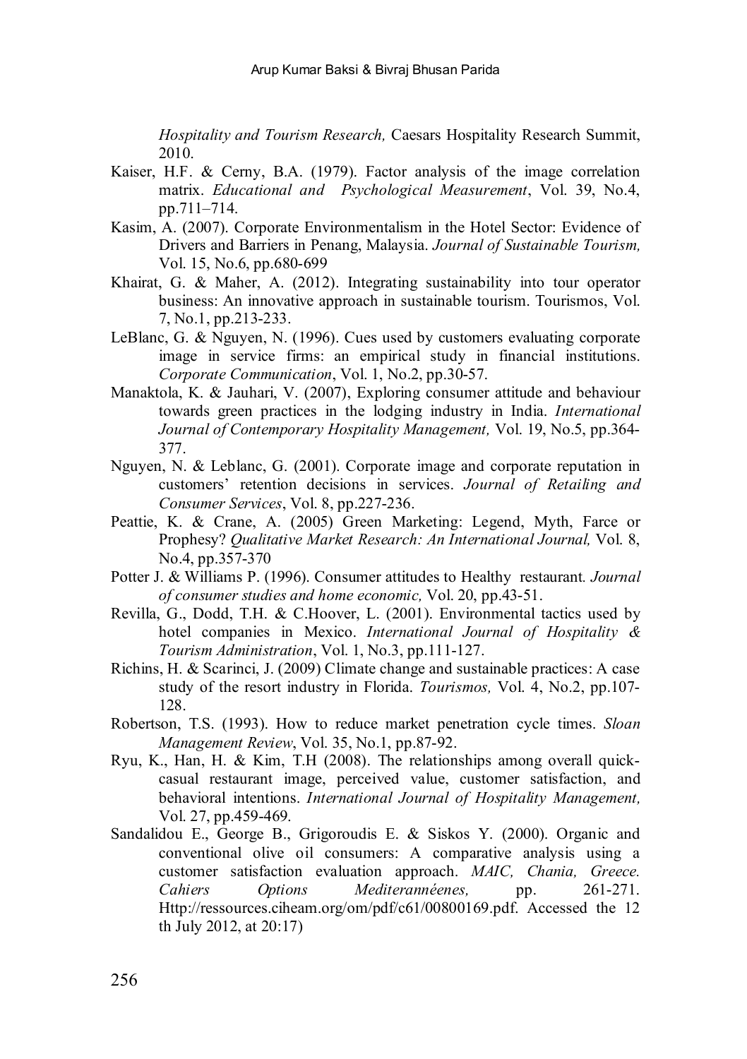*Hospitality and Tourism Research,* Caesars Hospitality Research Summit, 2010.

Kaiser, H.F. & Cerny, B.A. (1979). Factor analysis of the image correlation matrix. *Educational and Psychological Measurement*, Vol. 39, No.4, pp.711–714.

Kasim, A. (2007). Corporate Environmentalism in the Hotel Sector: Evidence of Drivers and Barriers in Penang, Malaysia. *Journal of Sustainable Tourism,* Vol. 15, No.6, pp.680-699

Khairat, G. & Maher, A. (2012). Integrating sustainability into tour operator business: An innovative approach in sustainable tourism. Tourismos, Vol. 7, No.1, pp.213-233.

LeBlanc, G. & Nguyen, N. (1996). Cues used by customers evaluating corporate image in service firms: an empirical study in financial institutions. *Corporate Communication*, Vol. 1, No.2, pp.30-57.

Manaktola, K. & Jauhari, V. (2007), Exploring consumer attitude and behaviour towards green practices in the lodging industry in India. *International Journal of Contemporary Hospitality Management,* Vol. 19, No.5, pp.364-377.

Nguyen, N. & Leblanc, G. (2001). Corporate image and corporate reputation in customers' retention decisions in services. *Journal of Retailing and Consumer Services*, Vol. 8, pp.227-236.

Peattie, K. & Crane, A. (2005) Green Marketing: Legend, Myth, Farce or Prophesy? *Qualitative Market Research: An International Journal,* Vol. 8, No.4, pp.357-370

Potter J. & Williams P. (1996). Consumer attitudes to Healthy restaurant. *Journal of consumer studies and home economic,* Vol. 20, pp.43-51.

Revilla, G., Dodd, T.H. & C.Hoover, L. (2001). Environmental tactics used by hotel companies in Mexico. *International Journal of Hospitality & Tourism Administration*, Vol. 1, No.3, pp.111-127.

Richins, H. & Scarinci, J. (2009) Climate change and sustainable practices: A case study of the resort industry in Florida. *Tourismos,* Vol. 4, No.2, pp.107-128.

Robertson, T.S. (1993). How to reduce market penetration cycle times. *Sloan Management Review*, Vol. 35, No.1, pp.87-92.

Ryu, K., Han, H. & Kim, T.H (2008). The relationships among overall quick-casual restaurant image, perceived value, customer satisfaction, and behavioral intentions. *International Journal of Hospitality Management,* Vol. 27, pp.459-469.

Sandalidou E., George B., Grigoroudis E. & Siskos Y. (2000). Organic and conventional olive oil consumers: A comparative analysis using a customer satisfaction evaluation approach. *MAIC, Chania, Greece. Cahiers Options Mediterannéenes,* pp. 261-271. Http://ressources.ciheam.org/om/pdf/c61/00800169.pdf. Accessed the 12 th July 2012, at 20:17)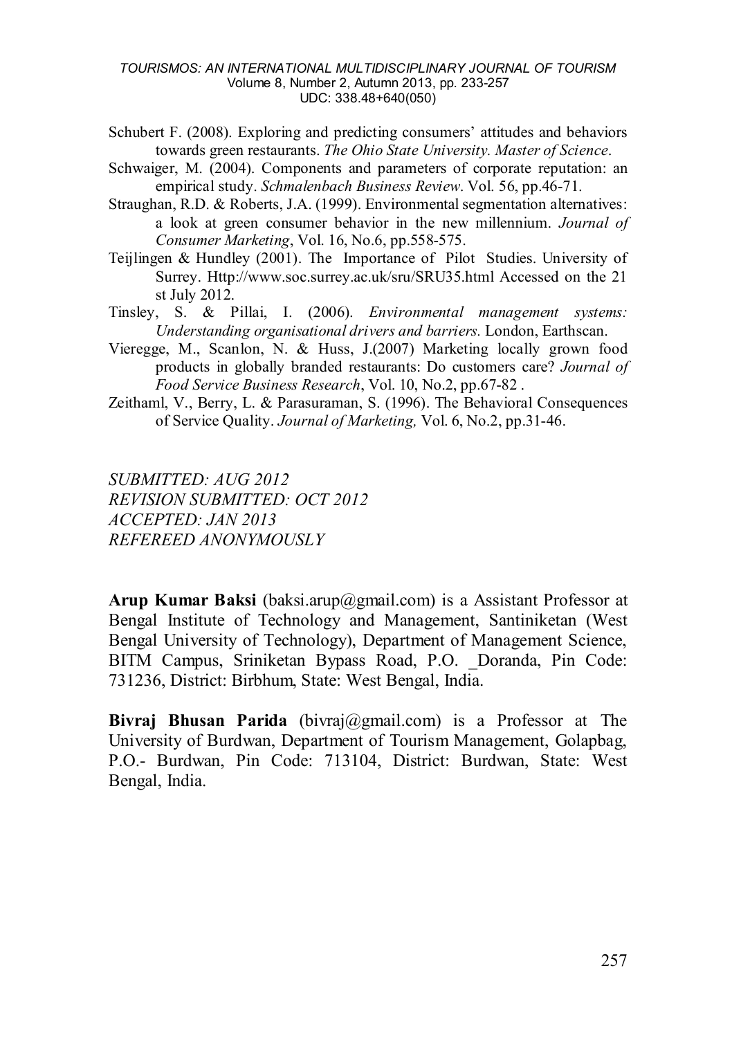Schubert F. (2008). Exploring and predicting consumers' attitudes and behaviors towards green restaurants. *The Ohio State University. Master of Science*.

Schwaiger, M. (2004). Components and parameters of corporate reputation: an empirical study. *Schmalenbach Business Review*. Vol. 56, pp.46-71.

Straughan, R.D. & Roberts, J.A. (1999). Environmental segmentation alternatives: a look at green consumer behavior in the new millennium. *Journal of Consumer Marketing*, Vol. 16, No.6, pp.558-575.

Teijlingen & Hundley (2001). The Importance of Pilot Studies. University of Surrey. Http://www.soc.surrey.ac.uk/sru/SRU35.html Accessed on the 21 st July 2012.

Tinsley, S. & Pillai, I. (2006). *Environmental management systems: Understanding organisational drivers and barriers.* London, Earthscan.

Vieregge, M., Scanlon, N. & Huss, J.(2007) Marketing locally grown food products in globally branded restaurants: Do customers care? *Journal of Food Service Business Research*, Vol. 10, No.2, pp.67-82 .

Zeithaml, V., Berry, L. & Parasuraman, S. (1996). The Behavioral Consequences of Service Quality. *Journal of Marketing,* Vol. 6, No.2, pp.31-46.

*SUBMITTED: AUG 2012*
*REVISION SUBMITTED: OCT 2012*
*ACCEPTED: JAN 2013*
*REFEREED ANONYMOUSLY*

**Arup Kumar Baksi** (baksi.arup@gmail.com) is a Assistant Professor at Bengal Institute of Technology and Management, Santiniketan (West Bengal University of Technology), Department of Management Science, BITM Campus, Sriniketan Bypass Road, P.O. _Doranda, Pin Code: 731236, District: Birbhum, State: West Bengal, India.

**Bivraj Bhusan Parida** (bivraj@gmail.com) is a Professor at The University of Burdwan, Department of Tourism Management, Golapbag, P.O.- Burdwan, Pin Code: 713104, District: Burdwan, State: West Bengal, India.